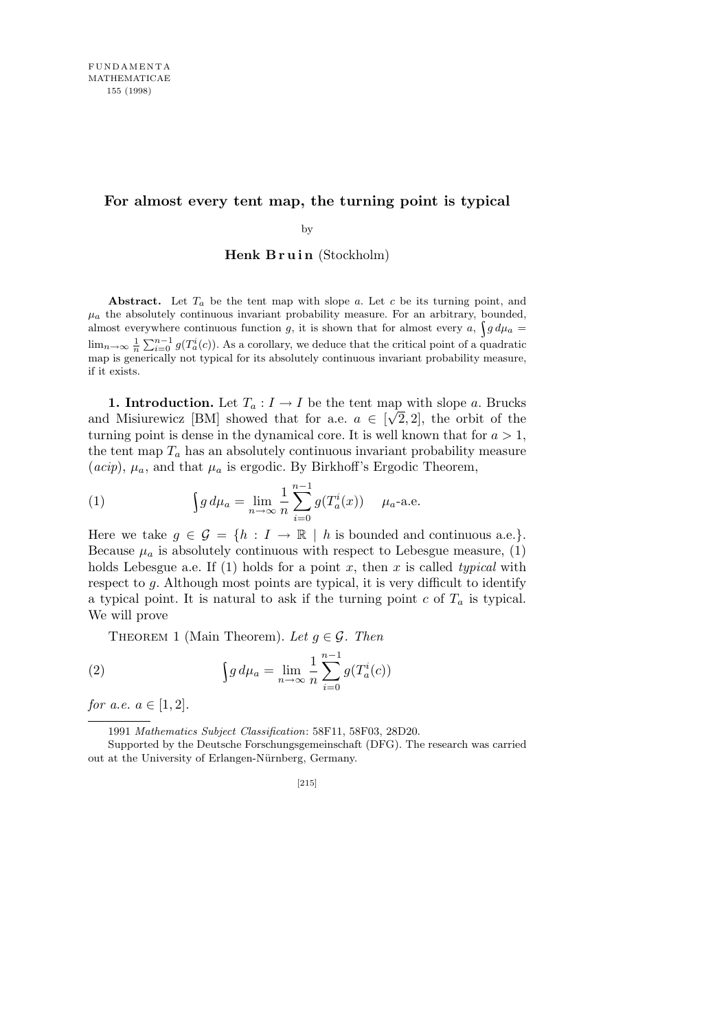# For almost every tent map, the turning point is typical

by

**Henk Bruin** (Stockholm)

**Abstract.** Let $T_a$ be the tent map with slope $a$. Let $c$ be its turning point, and $\mu_a$ the absolutely continuous invariant probability measure. For an arbitrary, bounded, almost everywhere continuous function $g$, it is shown that for almost every $a$, $\int g\,d\mu_a = \lim_{n\to\infty} \frac{1}{n}\sum_{i=0}^{n-1} g(T_a^i(c))$. As a corollary, we deduce that the critical point of a quadratic map is generically not typical for its absolutely continuous invariant probability measure, if it exists.

**1. Introduction.** Let $T_a : I \to I$ be the tent map with slope $a$. Brucks and Misiurewicz [BM] showed that for a.e. $a \in [\sqrt{2}, 2]$, the orbit of the turning point is dense in the dynamical core. It is well known that for $a > 1$, the tent map $T_a$ has an absolutely continuous invariant probability measure (*acip*), $\mu_a$, and that $\mu_a$ is ergodic. By Birkhoff's Ergodic Theorem,

$$\int g\,d\mu_a = \lim_{n\to\infty} \frac{1}{n}\sum_{i=0}^{n-1} g(T_a^i(x)) \quad \mu_a\text{-a.e.} \tag{1}$$

Here we take $g \in \mathcal{G} = \{h : I \to \mathbb{R} \mid h \text{ is bounded and continuous a.e.}\}$. Because $\mu_a$ is absolutely continuous with respect to Lebesgue measure, (1) holds Lebesgue a.e. If (1) holds for a point $x$, then $x$ is called *typical* with respect to $g$. Although most points are typical, it is very difficult to identify a typical point. It is natural to ask if the turning point $c$ of $T_a$ is typical. We will prove

THEOREM 1 (Main Theorem). *Let* $g \in \mathcal{G}$. *Then*

$$\int g\,d\mu_a = \lim_{n\to\infty} \frac{1}{n}\sum_{i=0}^{n-1} g(T_a^i(c)) \tag{2}$$

*for a.e.* $a \in [1, 2]$.

---

1991 *Mathematics Subject Classification*: 58F11, 58F03, 28D20.

Supported by the Deutsche Forschungsgemeinschaft (DFG). The research was carried out at the University of Erlangen-Nürnberg, Germany.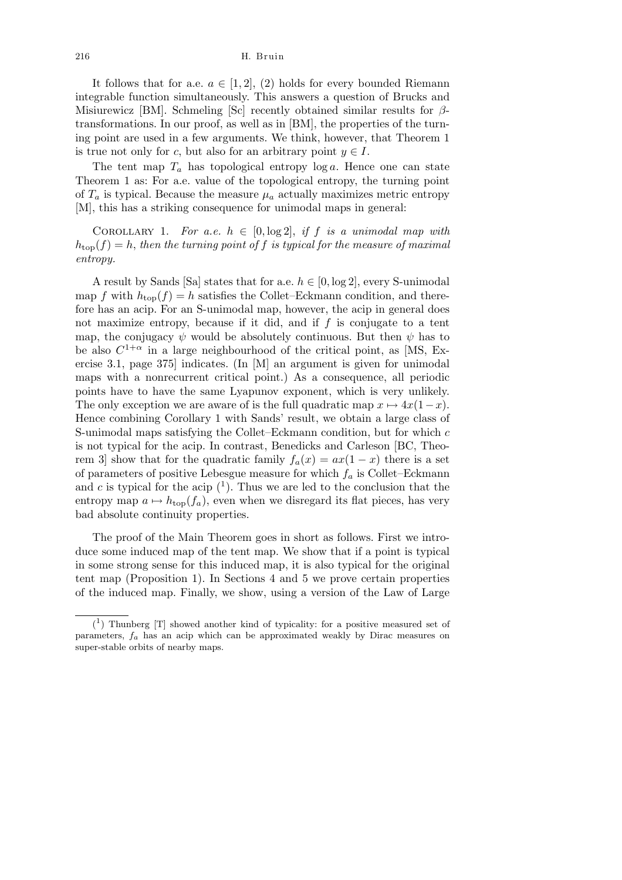It follows that for a.e. $a \in [1, 2]$, (2) holds for every bounded Riemann integrable function simultaneously. This answers a question of Brucks and Misiurewicz [BM]. Schmeling [Sc] recently obtained similar results for $\beta$-transformations. In our proof, as well as in [BM], the properties of the turning point are used in a few arguments. We think, however, that Theorem 1 is true not only for $c$, but also for an arbitrary point $y \in I$.

The tent map $T_a$ has topological entropy $\log a$. Hence one can state Theorem 1 as: For a.e. value of the topological entropy, the turning point of $T_a$ is typical. Because the measure $\mu_a$ actually maximizes metric entropy [M], this has a striking consequence for unimodal maps in general:

COROLLARY 1. *For a.e.* $h \in [0, \log 2]$, *if* $f$ *is a unimodal map with* $h_{\rm top}(f) = h$, *then the turning point of* $f$ *is typical for the measure of maximal entropy.*

A result by Sands [Sa] states that for a.e. $h \in [0, \log 2]$, every S-unimodal map $f$ with $h_{\rm top}(f) = h$ satisfies the Collet–Eckmann condition, and therefore has an acip. For an S-unimodal map, however, the acip in general does not maximize entropy, because if it did, and if $f$ is conjugate to a tent map, the conjugacy $\psi$ would be absolutely continuous. But then $\psi$ has to be also $C^{1+\alpha}$ in a large neighbourhood of the critical point, as [MS, Exercise 3.1, page 375] indicates. (In [M] an argument is given for unimodal maps with a nonrecurrent critical point.) As a consequence, all periodic points have to have the same Lyapunov exponent, which is very unlikely. The only exception we are aware of is the full quadratic map $x \mapsto 4x(1-x)$. Hence combining Corollary 1 with Sands' result, we obtain a large class of S-unimodal maps satisfying the Collet–Eckmann condition, but for which $c$ is not typical for the acip. In contrast, Benedicks and Carleson [BC, Theorem 3] show that for the quadratic family $f_a(x) = ax(1-x)$ there is a set of parameters of positive Lebesgue measure for which $f_a$ is Collet–Eckmann and $c$ is typical for the acip ([1]). Thus we are led to the conclusion that the entropy map $a \mapsto h_{\rm top}(f_a)$, even when we disregard its flat pieces, has very bad absolute continuity properties.

The proof of the Main Theorem goes in short as follows. First we introduce some induced map of the tent map. We show that if a point is typical in some strong sense for this induced map, it is also typical for the original tent map (Proposition 1). In Sections 4 and 5 we prove certain properties of the induced map. Finally, we show, using a version of the Law of Large

---

([1]) Thunberg [T] showed another kind of typicality: for a positive measured set of parameters, $f_a$ has an acip which can be approximated weakly by Dirac measures on super-stable orbits of nearby maps.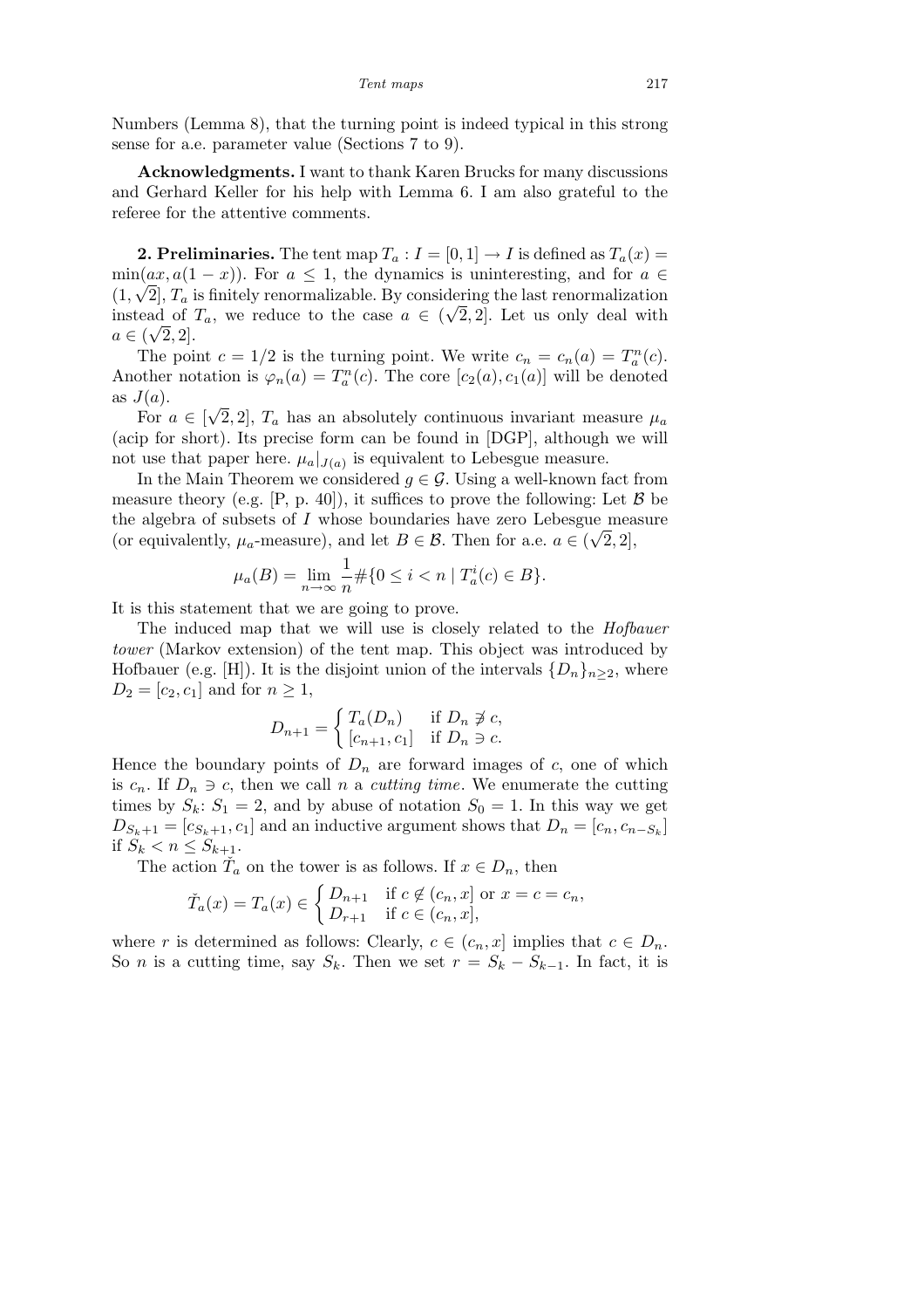Numbers (Lemma 8), that the turning point is indeed typical in this strong sense for a.e. parameter value (Sections 7 to 9).

**Acknowledgments.** I want to thank Karen Brucks for many discussions and Gerhard Keller for his help with Lemma 6. I am also grateful to the referee for the attentive comments.

**2. Preliminaries.** The tent map $T_a : I = [0,1] \to I$ is defined as $T_a(x) = \min(ax, a(1-x))$. For $a \le 1$, the dynamics is uninteresting, and for $a \in (1, \sqrt{2}]$, $T_a$ is finitely renormalizable. By considering the last renormalization instead of $T_a$, we reduce to the case $a \in (\sqrt{2}, 2]$. Let us only deal with $a \in (\sqrt{2}, 2]$.

The point $c = 1/2$ is the turning point. We write $c_n = c_n(a) = T_a^n(c)$. Another notation is $\varphi_n(a) = T_a^n(c)$. The core $[c_2(a), c_1(a)]$ will be denoted as $J(a)$.

For $a \in [\sqrt{2}, 2]$, $T_a$ has an absolutely continuous invariant measure $\mu_a$ (acip for short). Its precise form can be found in [DGP], although we will not use that paper here. $\mu_a|_{J(a)}$ is equivalent to Lebesgue measure.

In the Main Theorem we considered $g \in \mathcal{G}$. Using a well-known fact from measure theory (e.g. [P, p. 40]), it suffices to prove the following: Let $\mathcal{B}$ be the algebra of subsets of $I$ whose boundaries have zero Lebesgue measure (or equivalently, $\mu_a$-measure), and let $B \in \mathcal{B}$. Then for a.e. $a \in (\sqrt{2}, 2]$,

$$\mu_a(B) = \lim_{n\to\infty} \frac{1}{n} \#\{0 \le i < n \mid T_a^i(c) \in B\}.$$

It is this statement that we are going to prove.

The induced map that we will use is closely related to the *Hofbauer tower* (Markov extension) of the tent map. This object was introduced by Hofbauer (e.g. [H]). It is the disjoint union of the intervals $\{D_n\}_{n\ge 2}$, where $D_2 = [c_2, c_1]$ and for $n \ge 1$,

$$D_{n+1} = \begin{cases} T_a(D_n) & \text{if } D_n \not\ni c, \\ [c_{n+1}, c_1] & \text{if } D_n \ni c. \end{cases}$$

Hence the boundary points of $D_n$ are forward images of $c$, one of which is $c_n$. If $D_n \ni c$, then we call $n$ a *cutting time*. We enumerate the cutting times by $S_k$: $S_1 = 2$, and by abuse of notation $S_0 = 1$. In this way we get $D_{S_k+1} = [c_{S_k+1}, c_1]$ and an inductive argument shows that $D_n = [c_n, c_{n-S_k}]$ if $S_k < n \le S_{k+1}$.

The action $\check{T}_a$ on the tower is as follows. If $x \in D_n$, then

$$\check{T}_a(x) = T_a(x) \in \begin{cases} D_{n+1} & \text{if } c \notin (c_n, x] \text{ or } x = c = c_n, \\ D_{r+1} & \text{if } c \in (c_n, x], \end{cases}$$

where $r$ is determined as follows: Clearly, $c \in (c_n, x]$ implies that $c \in D_n$. So $n$ is a cutting time, say $S_k$. Then we set $r = S_k - S_{k-1}$. In fact, it is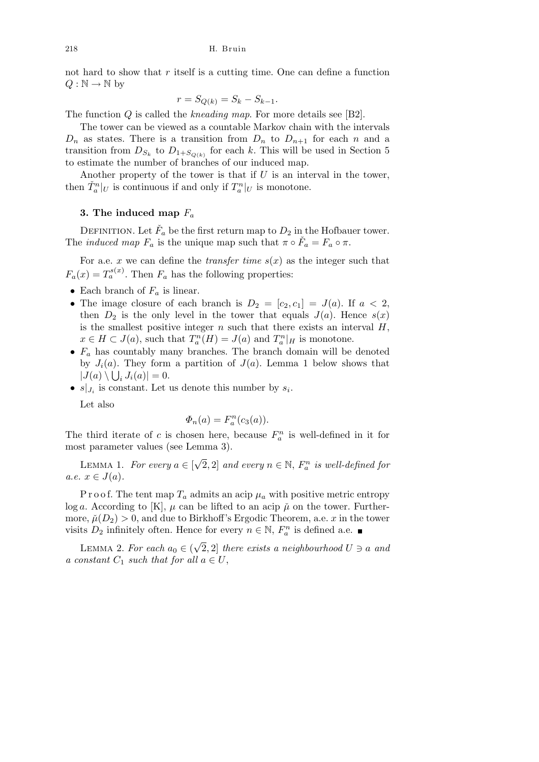not hard to show that $r$ itself is a cutting time. One can define a function $Q : \mathbb{N} \to \mathbb{N}$ by

$$r = S_{Q(k)} = S_k - S_{k-1}.$$

The function $Q$ is called the *kneading map*. For more details see [B2].

The tower can be viewed as a countable Markov chain with the intervals $D_n$ as states. There is a transition from $D_n$ to $D_{n+1}$ for each $n$ and a transition from $D_{S_k}$ to $D_{1+S_{Q(k)}}$ for each $k$. This will be used in Section 5 to estimate the number of branches of our induced map.

Another property of the tower is that if $U$ is an interval in the tower, then $\check{T}_a^n|_U$ is continuous if and only if $T_a^n|_U$ is monotone.

### 3. The induced map $F_a$

DEFINITION. Let $\check{F}_a$ be the first return map to $D_2$ in the Hofbauer tower. The *induced map* $F_a$ is the unique map such that $\pi \circ \check{F}_a = F_a \circ \pi$.

For a.e. $x$ we can define the *transfer time* $s(x)$ as the integer such that $F_a(x) = T_a^{s(x)}$. Then $F_a$ has the following properties:

- Each branch of $F_a$ is linear.
- The image closure of each branch is $D_2 = [c_2, c_1] = J(a)$. If $a < 2$, then $D_2$ is the only level in the tower that equals $J(a)$. Hence $s(x)$ is the smallest positive integer $n$ such that there exists an interval $H$, $x \in H \subset J(a)$, such that $T_a^n(H) = J(a)$ and $T_a^n|_H$ is monotone.
- $F_a$ has countably many branches. The branch domain will be denoted by $J_i(a)$. They form a partition of $J(a)$. Lemma 1 below shows that $|J(a) \setminus \bigcup_i J_i(a)| = 0$.
- $s|_{J_i}$ is constant. Let us denote this number by $s_i$.

Let also

$$\Phi_n(a) = F_a^n(c_3(a)).$$

The third iterate of $c$ is chosen here, because $F_a^n$ is well-defined in it for most parameter values (see Lemma 3).

LEMMA 1. *For every $a \in [\sqrt{2}, 2]$ and every $n \in \mathbb{N}$, $F_a^n$ is well-defined for a.e. $x \in J(a)$.*

Proof. The tent map $T_a$ admits an acip $\mu_a$ with positive metric entropy $\log a$. According to [K], $\mu$ can be lifted to an acip $\check{\mu}$ on the tower. Furthermore, $\check{\mu}(D_2) > 0$, and due to Birkhoff's Ergodic Theorem, a.e. $x$ in the tower visits $D_2$ infinitely often. Hence for every $n \in \mathbb{N}$, $F_a^n$ is defined a.e. ■

LEMMA 2. *For each $a_0 \in (\sqrt{2}, 2]$ there exists a neighbourhood $U \ni a$ and a constant $C_1$ such that for all $a \in U$,*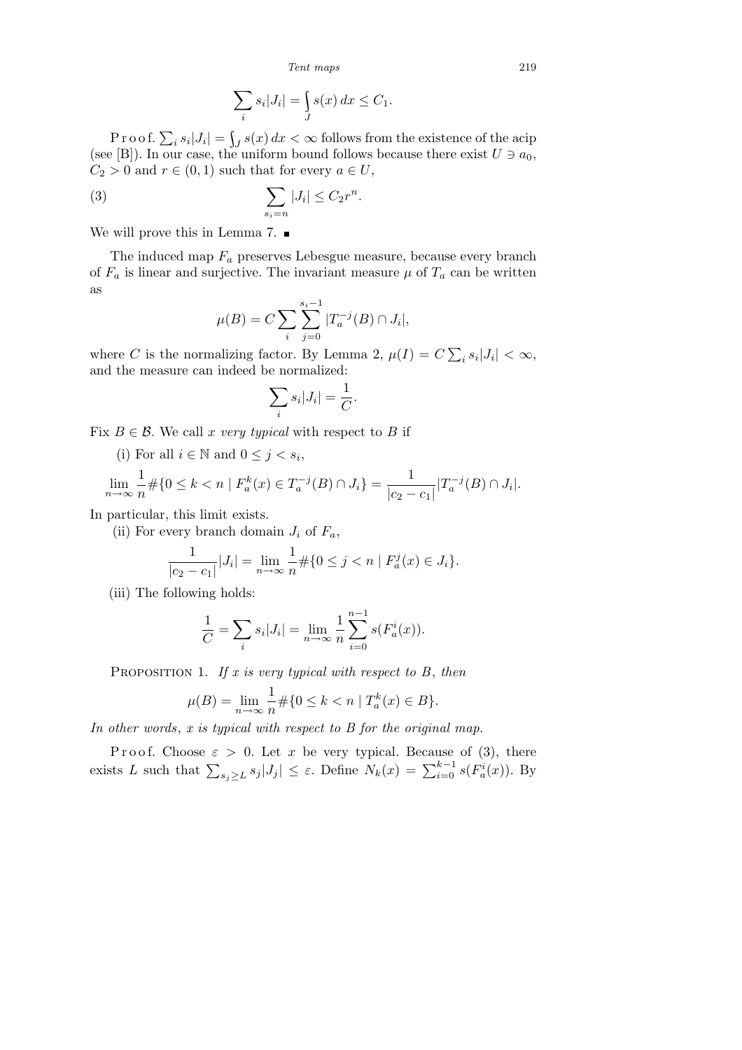$$\sum_i s_i|J_i| = \int_J s(x)\,dx \le C_1.$$

Proof. $\sum_i s_i|J_i| = \int_J s(x)\,dx < \infty$ follows from the existence of the acip (see [B]). In our case, the uniform bound follows because there exist $U \ni a_0$, $C_2 > 0$ and $r \in (0,1)$ such that for every $a \in U$,

$$\sum_{s_i = n} |J_i| \le C_2 r^n. \tag{3}$$

We will prove this in Lemma 7. ∎

The induced map $F_a$ preserves Lebesgue measure, because every branch of $F_a$ is linear and surjective. The invariant measure $\mu$ of $T_a$ can be written as

$$\mu(B) = C\sum_i \sum_{j=0}^{s_i-1} |T_a^{-j}(B) \cap J_i|,$$

where $C$ is the normalizing factor. By Lemma 2, $\mu(I) = C\sum_i s_i|J_i| < \infty$, and the measure can indeed be normalized:

$$\sum_i s_i|J_i| = \frac{1}{C}.$$

Fix $B \in \mathcal{B}$. We call $x$ *very typical* with respect to $B$ if

(i) For all $i \in \mathbb{N}$ and $0 \le j < s_i$,

$$\lim_{n\to\infty} \frac{1}{n}\#\{0 \le k < n \mid F_a^k(x) \in T_a^{-j}(B) \cap J_i\} = \frac{1}{|c_2 - c_1|}|T_a^{-j}(B) \cap J_i|.$$

In particular, this limit exists.

(ii) For every branch domain $J_i$ of $F_a$,

$$\frac{1}{|c_2 - c_1|}|J_i| = \lim_{n\to\infty} \frac{1}{n}\#\{0 \le j < n \mid F_a^j(x) \in J_i\}.$$

(iii) The following holds:

$$\frac{1}{C} = \sum_i s_i|J_i| = \lim_{n\to\infty} \frac{1}{n}\sum_{i=0}^{n-1} s(F_a^i(x)).$$

Proposition 1. *If $x$ is very typical with respect to $B$, then*

$$\mu(B) = \lim_{n\to\infty} \frac{1}{n}\#\{0 \le k < n \mid T_a^k(x) \in B\}.$$

*In other words, $x$ is typical with respect to $B$ for the original map.*

Proof. Choose $\varepsilon > 0$. Let $x$ be very typical. Because of (3), there exists $L$ such that $\sum_{s_j \ge L} s_j|J_j| \le \varepsilon$. Define $N_k(x) = \sum_{i=0}^{k-1} s(F_a^i(x))$. By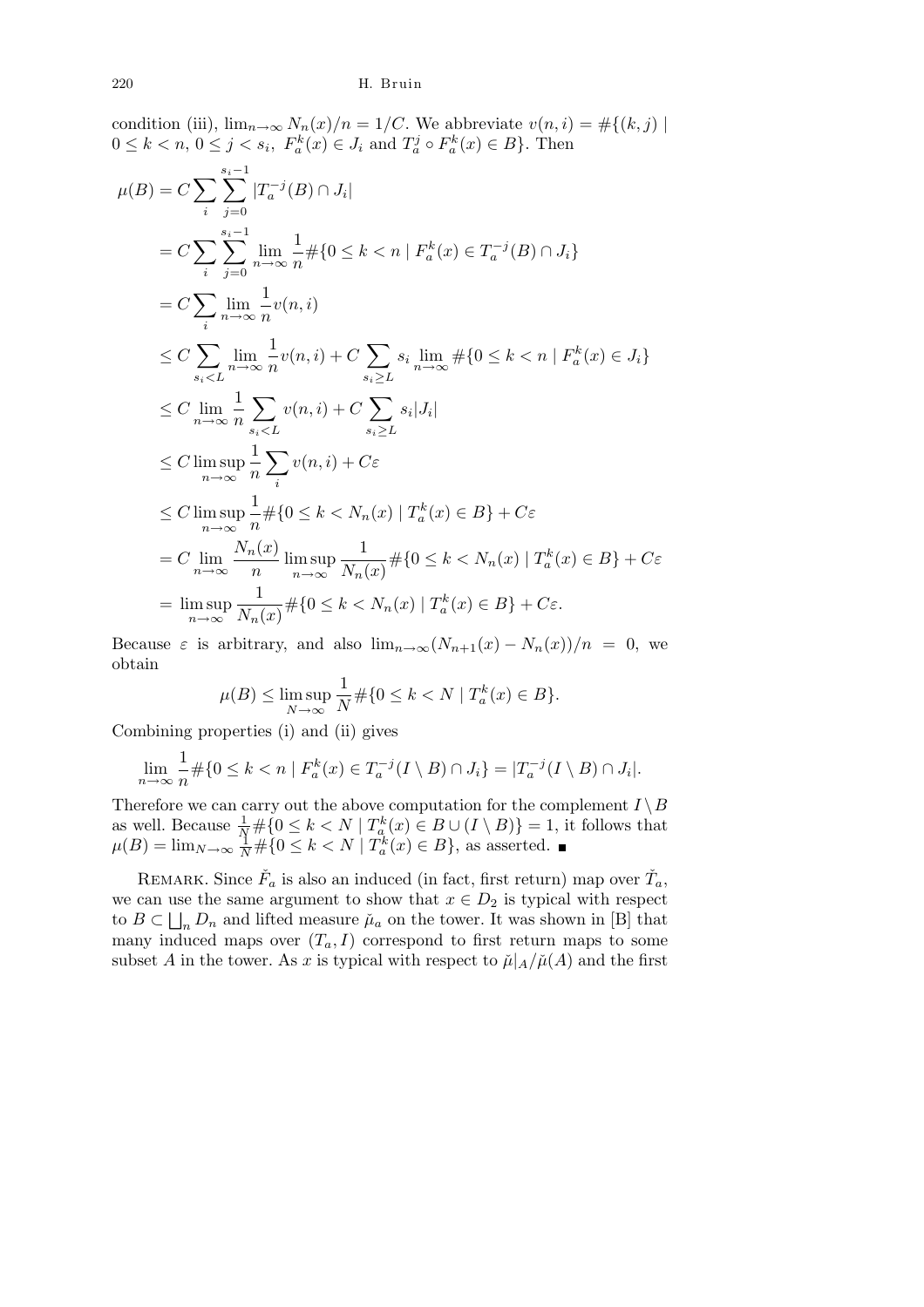condition (iii), $\lim_{n\to\infty} N_n(x)/n = 1/C$. We abbreviate $v(n,i) = \#\{(k,j) \mid 0 \le k < n,\ 0 \le j < s_i,\ F_a^k(x) \in J_i \text{ and } T_a^j \circ F_a^k(x) \in B\}$. Then

$$
\begin{aligned}
\mu(B) &= C \sum_i \sum_{j=0}^{s_i-1} |T_a^{-j}(B) \cap J_i| \\
&= C \sum_i \sum_{j=0}^{s_i-1} \lim_{n\to\infty} \frac{1}{n} \#\{0 \le k < n \mid F_a^k(x) \in T_a^{-j}(B) \cap J_i\} \\
&= C \sum_i \lim_{n\to\infty} \frac{1}{n} v(n,i) \\
&\le C \sum_{s_i < L} \lim_{n\to\infty} \frac{1}{n} v(n,i) + C \sum_{s_i \ge L} s_i \lim_{n\to\infty} \#\{0 \le k < n \mid F_a^k(x) \in J_i\} \\
&\le C \lim_{n\to\infty} \frac{1}{n} \sum_{s_i < L} v(n,i) + C \sum_{s_i \ge L} s_i |J_i| \\
&\le C \limsup_{n\to\infty} \frac{1}{n} \sum_i v(n,i) + C\varepsilon \\
&\le C \limsup_{n\to\infty} \frac{1}{n} \#\{0 \le k < N_n(x) \mid T_a^k(x) \in B\} + C\varepsilon \\
&= C \lim_{n\to\infty} \frac{N_n(x)}{n} \limsup_{n\to\infty} \frac{1}{N_n(x)} \#\{0 \le k < N_n(x) \mid T_a^k(x) \in B\} + C\varepsilon \\
&= \limsup_{n\to\infty} \frac{1}{N_n(x)} \#\{0 \le k < N_n(x) \mid T_a^k(x) \in B\} + C\varepsilon.
\end{aligned}
$$

Because $\varepsilon$ is arbitrary, and also $\lim_{n\to\infty}(N_{n+1}(x) - N_n(x))/n = 0$, we obtain

$$
\mu(B) \le \limsup_{N\to\infty} \frac{1}{N} \#\{0 \le k < N \mid T_a^k(x) \in B\}.
$$

Combining properties (i) and (ii) gives

$$
\lim_{n\to\infty} \frac{1}{n} \#\{0 \le k < n \mid F_a^k(x) \in T_a^{-j}(I \setminus B) \cap J_i\} = |T_a^{-j}(I \setminus B) \cap J_i|.
$$

Therefore we can carry out the above computation for the complement $I \setminus B$ as well. Because $\frac{1}{N}\#\{0 \le k < N \mid T_a^k(x) \in B \cup (I \setminus B)\} = 1$, it follows that $\mu(B) = \lim_{N\to\infty} \frac{1}{N}\#\{0 \le k < N \mid T_a^k(x) \in B\}$, as asserted. ∎

Remark. Since $\check{F}_a$ is also an induced (in fact, first return) map over $\check{T}_a$, we can use the same argument to show that $x \in D_2$ is typical with respect to $B \subset \bigsqcup_n D_n$ and lifted measure $\check{\mu}_a$ on the tower. It was shown in [B] that many induced maps over $(T_a, I)$ correspond to first return maps to some subset $A$ in the tower. As $x$ is typical with respect to $\check{\mu}|_A/\check{\mu}(A)$ and the first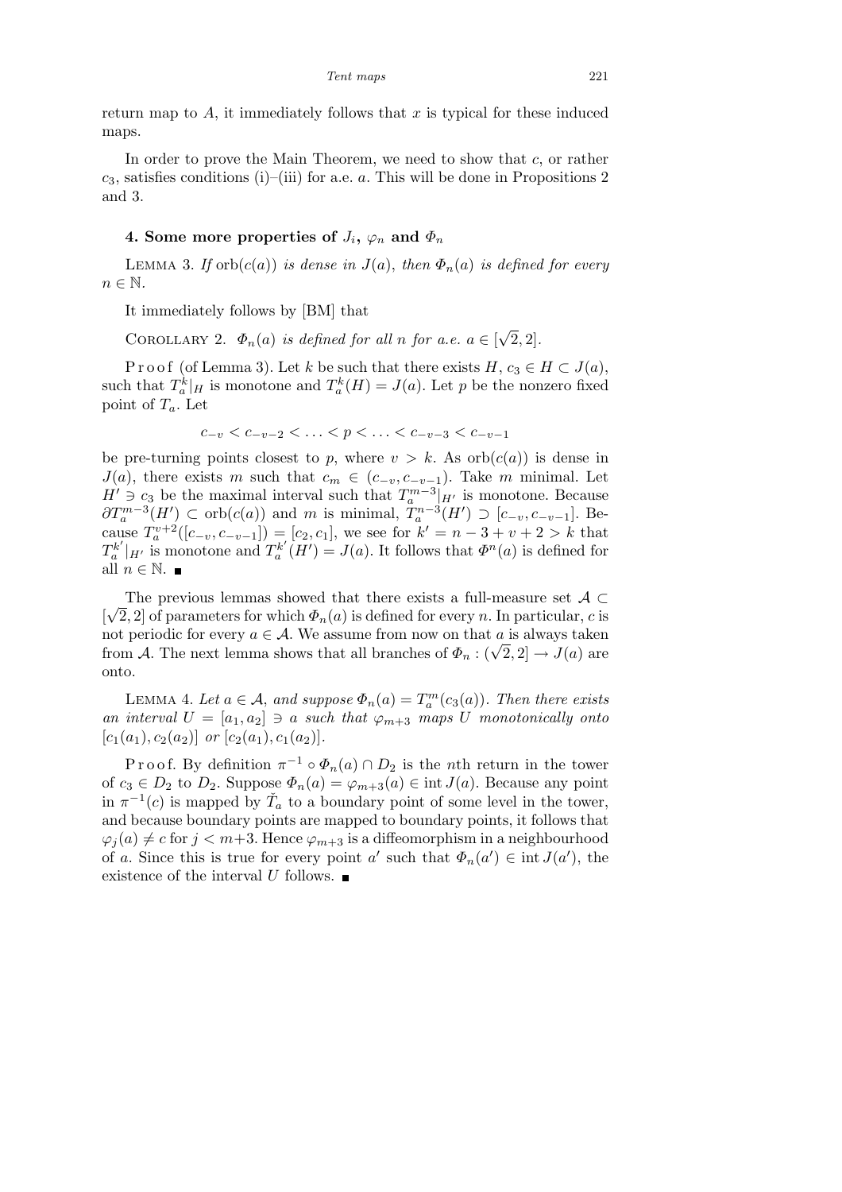return map to $A$, it immediately follows that $x$ is typical for these induced maps.

In order to prove the Main Theorem, we need to show that $c$, or rather $c_3$, satisfies conditions (i)–(iii) for a.e. $a$. This will be done in Propositions 2 and 3.

## 4. Some more properties of $J_i$, $\varphi_n$ and $\Phi_n$

LEMMA 3. *If* $\operatorname{orb}(c(a))$ *is dense in* $J(a)$, *then* $\Phi_n(a)$ *is defined for every* $n \in \mathbb{N}$.

It immediately follows by [BM] that

COROLLARY 2. $\Phi_n(a)$ *is defined for all* $n$ *for a.e.* $a \in [\sqrt{2}, 2]$.

Proof (of Lemma 3). Let $k$ be such that there exists $H$, $c_3 \in H \subset J(a)$, such that $T_a^k|_H$ is monotone and $T_a^k(H) = J(a)$. Let $p$ be the nonzero fixed point of $T_a$. Let

$$c_{-v} < c_{-v-2} < \ldots < p < \ldots < c_{-v-3} < c_{-v-1}$$

be pre-turning points closest to $p$, where $v > k$. As $\operatorname{orb}(c(a))$ is dense in $J(a)$, there exists $m$ such that $c_m \in (c_{-v}, c_{-v-1})$. Take $m$ minimal. Let $H' \ni c_3$ be the maximal interval such that $T_a^{m-3}|_{H'}$ is monotone. Because $\partial T_a^{m-3}(H') \subset \operatorname{orb}(c(a))$ and $m$ is minimal, $T_a^{n-3}(H') \supset [c_{-v}, c_{-v-1}]$. Because $T_a^{v+2}([c_{-v}, c_{-v-1}]) = [c_2, c_1]$, we see for $k' = n - 3 + v + 2 > k$ that $T_a^{k'}|_{H'}$ is monotone and $T_a^{k'}(H') = J(a)$. It follows that $\Phi^n(a)$ is defined for all $n \in \mathbb{N}$. ■

The previous lemmas showed that there exists a full-measure set $\mathcal{A} \subset [\sqrt{2}, 2]$ of parameters for which $\Phi_n(a)$ is defined for every $n$. In particular, $c$ is not periodic for every $a \in \mathcal{A}$. We assume from now on that $a$ is always taken from $\mathcal{A}$. The next lemma shows that all branches of $\Phi_n : (\sqrt{2}, 2] \to J(a)$ are onto.

LEMMA 4. *Let* $a \in \mathcal{A}$, *and suppose* $\Phi_n(a) = T_a^m(c_3(a))$. *Then there exists an interval* $U = [a_1, a_2] \ni a$ *such that* $\varphi_{m+3}$ *maps* $U$ *monotonically onto* $[c_1(a_1), c_2(a_2)]$ *or* $[c_2(a_1), c_1(a_2)]$.

Proof. By definition $\pi^{-1} \circ \Phi_n(a) \cap D_2$ is the $n$th return in the tower of $c_3 \in D_2$ to $D_2$. Suppose $\Phi_n(a) = \varphi_{m+3}(a) \in \operatorname{int} J(a)$. Because any point in $\pi^{-1}(c)$ is mapped by $\check{T}_a$ to a boundary point of some level in the tower, and because boundary points are mapped to boundary points, it follows that $\varphi_j(a) \neq c$ for $j < m+3$. Hence $\varphi_{m+3}$ is a diffeomorphism in a neighbourhood of $a$. Since this is true for every point $a'$ such that $\Phi_n(a') \in \operatorname{int} J(a')$, the existence of the interval $U$ follows. ■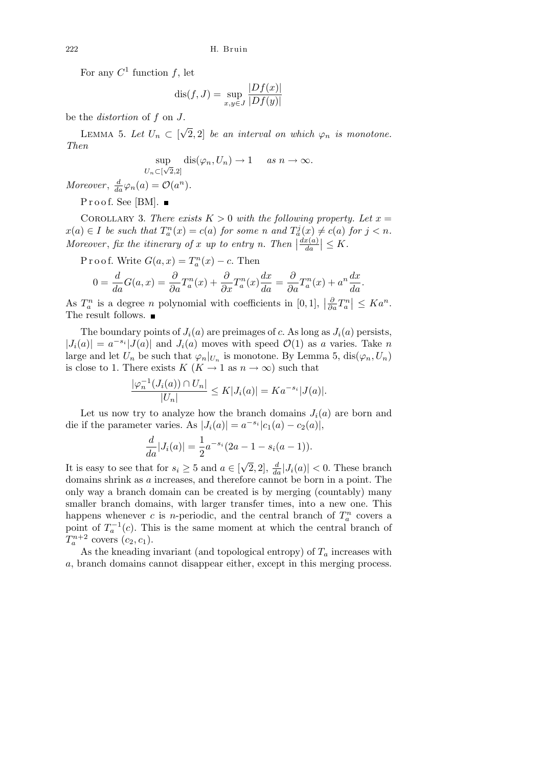For any $C^1$ function $f$, let

$$\operatorname{dis}(f, J) = \sup_{x,y \in J} \frac{|Df(x)|}{|Df(y)|}$$

be the *distortion* of $f$ on $J$.

LEMMA 5. *Let $U_n \subset [\sqrt{2}, 2]$ be an interval on which $\varphi_n$ is monotone. Then*

$$\sup_{U_n \subset [\sqrt{2},2]} \operatorname{dis}(\varphi_n, U_n) \to 1 \quad \text{as } n \to \infty.$$

*Moreover*, $\frac{d}{da}\varphi_n(a) = \mathcal{O}(a^n)$.

Proof. See [BM]. ∎

COROLLARY 3. *There exists $K > 0$ with the following property. Let $x = x(a) \in I$ be such that $T_a^n(x) = c(a)$ for some $n$ and $T_a^j(x) \neq c(a)$ for $j < n$. Moreover, fix the itinerary of $x$ up to entry $n$. Then $\left|\frac{dx(a)}{da}\right| \le K$.*

Proof. Write $G(a, x) = T_a^n(x) - c$. Then

$$0 = \frac{d}{da}G(a, x) = \frac{\partial}{\partial a}T_a^n(x) + \frac{\partial}{\partial x}T_a^n(x)\frac{dx}{da} = \frac{\partial}{\partial a}T_a^n(x) + a^n\frac{dx}{da}.$$

As $T_a^n$ is a degree $n$ polynomial with coefficients in $[0, 1]$, $\left|\frac{\partial}{\partial a}T_a^n\right| \le Ka^n$. The result follows. ∎

The boundary points of $J_i(a)$ are preimages of $c$. As long as $J_i(a)$ persists, $|J_i(a)| = a^{-s_i}|J(a)|$ and $J_i(a)$ moves with speed $\mathcal{O}(1)$ as $a$ varies. Take $n$ large and let $U_n$ be such that $\varphi_n|_{U_n}$ is monotone. By Lemma 5, $\operatorname{dis}(\varphi_n, U_n)$ is close to 1. There exists $K$ ($K \to 1$ as $n \to \infty$) such that

$$\frac{|\varphi_n^{-1}(J_i(a)) \cap U_n|}{|U_n|} \le K|J_i(a)| = Ka^{-s_i}|J(a)|.$$

Let us now try to analyze how the branch domains $J_i(a)$ are born and die if the parameter varies. As $|J_i(a)| = a^{-s_i}|c_1(a) - c_2(a)|$,

$$\frac{d}{da}|J_i(a)| = \frac{1}{2}a^{-s_i}(2a - 1 - s_i(a - 1)).$$

It is easy to see that for $s_i \ge 5$ and $a \in [\sqrt{2}, 2]$, $\frac{d}{da}|J_i(a)| < 0$. These branch domains shrink as $a$ increases, and therefore cannot be born in a point. The only way a branch domain can be created is by merging (countably) many smaller branch domains, with larger transfer times, into a new one. This happens whenever $c$ is $n$-periodic, and the central branch of $T_a^n$ covers a point of $T_a^{-1}(c)$. This is the same moment at which the central branch of $T_a^{n+2}$ covers $(c_2, c_1)$.

As the kneading invariant (and topological entropy) of $T_a$ increases with $a$, branch domains cannot disappear either, except in this merging process.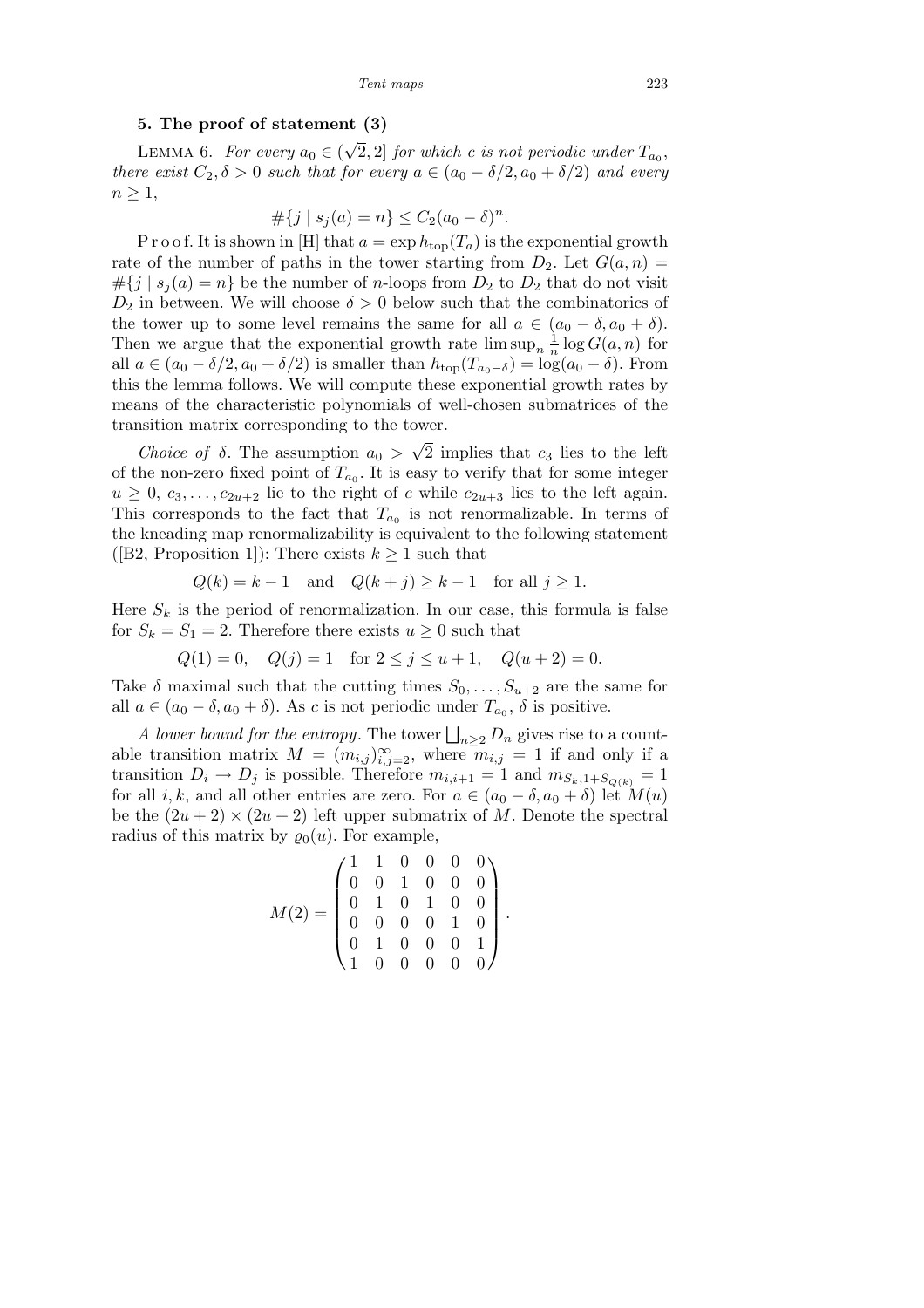## 5. The proof of statement (3)

LEMMA 6. *For every $a_0 \in (\sqrt{2}, 2]$ for which $c$ is not periodic under $T_{a_0}$, there exist $C_2, \delta > 0$ such that for every $a \in (a_0 - \delta/2, a_0 + \delta/2)$ and every $n \geq 1$,*

$$\#\{j \mid s_j(a) = n\} \leq C_2(a_0 - \delta)^n.$$

Proof. It is shown in [H] that $a = \exp h_{\mathrm{top}}(T_a)$ is the exponential growth rate of the number of paths in the tower starting from $D_2$. Let $G(a, n) = \#\{j \mid s_j(a) = n\}$ be the number of $n$-loops from $D_2$ to $D_2$ that do not visit $D_2$ in between. We will choose $\delta > 0$ below such that the combinatorics of the tower up to some level remains the same for all $a \in (a_0 - \delta, a_0 + \delta)$. Then we argue that the exponential growth rate $\limsup_n \frac{1}{n} \log G(a, n)$ for all $a \in (a_0 - \delta/2, a_0 + \delta/2)$ is smaller than $h_{\mathrm{top}}(T_{a_0 - \delta}) = \log(a_0 - \delta)$. From this the lemma follows. We will compute these exponential growth rates by means of the characteristic polynomials of well-chosen submatrices of the transition matrix corresponding to the tower.

*Choice of* $\delta$. The assumption $a_0 > \sqrt{2}$ implies that $c_3$ lies to the left of the non-zero fixed point of $T_{a_0}$. It is easy to verify that for some integer $u \geq 0$, $c_3, \ldots, c_{2u+2}$ lie to the right of $c$ while $c_{2u+3}$ lies to the left again. This corresponds to the fact that $T_{a_0}$ is not renormalizable. In terms of the kneading map renormalizability is equivalent to the following statement ([B2, Proposition 1]): There exists $k \geq 1$ such that

$$Q(k) = k - 1 \quad \text{and} \quad Q(k + j) \geq k - 1 \quad \text{for all } j \geq 1.$$

Here $S_k$ is the period of renormalization. In our case, this formula is false for $S_k = S_1 = 2$. Therefore there exists $u \geq 0$ such that

$$Q(1) = 0, \quad Q(j) = 1 \quad \text{for } 2 \leq j \leq u + 1, \quad Q(u + 2) = 0.$$

Take $\delta$ maximal such that the cutting times $S_0, \ldots, S_{u+2}$ are the same for all $a \in (a_0 - \delta, a_0 + \delta)$. As $c$ is not periodic under $T_{a_0}$, $\delta$ is positive.

*A lower bound for the entropy*. The tower $\bigsqcup_{n \geq 2} D_n$ gives rise to a countable transition matrix $M = (m_{i,j})_{i,j=2}^{\infty}$, where $m_{i,j} = 1$ if and only if a transition $D_i \to D_j$ is possible. Therefore $m_{i,i+1} = 1$ and $m_{S_k, 1+S_{Q(k)}} = 1$ for all $i, k$, and all other entries are zero. For $a \in (a_0 - \delta, a_0 + \delta)$ let $M(u)$ be the $(2u + 2) \times (2u + 2)$ left upper submatrix of $M$. Denote the spectral radius of this matrix by $\varrho_0(u)$. For example,

$$M(2) = \begin{pmatrix} 1 & 1 & 0 & 0 & 0 & 0 \\ 0 & 0 & 1 & 0 & 0 & 0 \\ 0 & 1 & 0 & 1 & 0 & 0 \\ 0 & 0 & 0 & 0 & 1 & 0 \\ 0 & 1 & 0 & 0 & 0 & 1 \\ 1 & 0 & 0 & 0 & 0 & 0 \end{pmatrix}.$$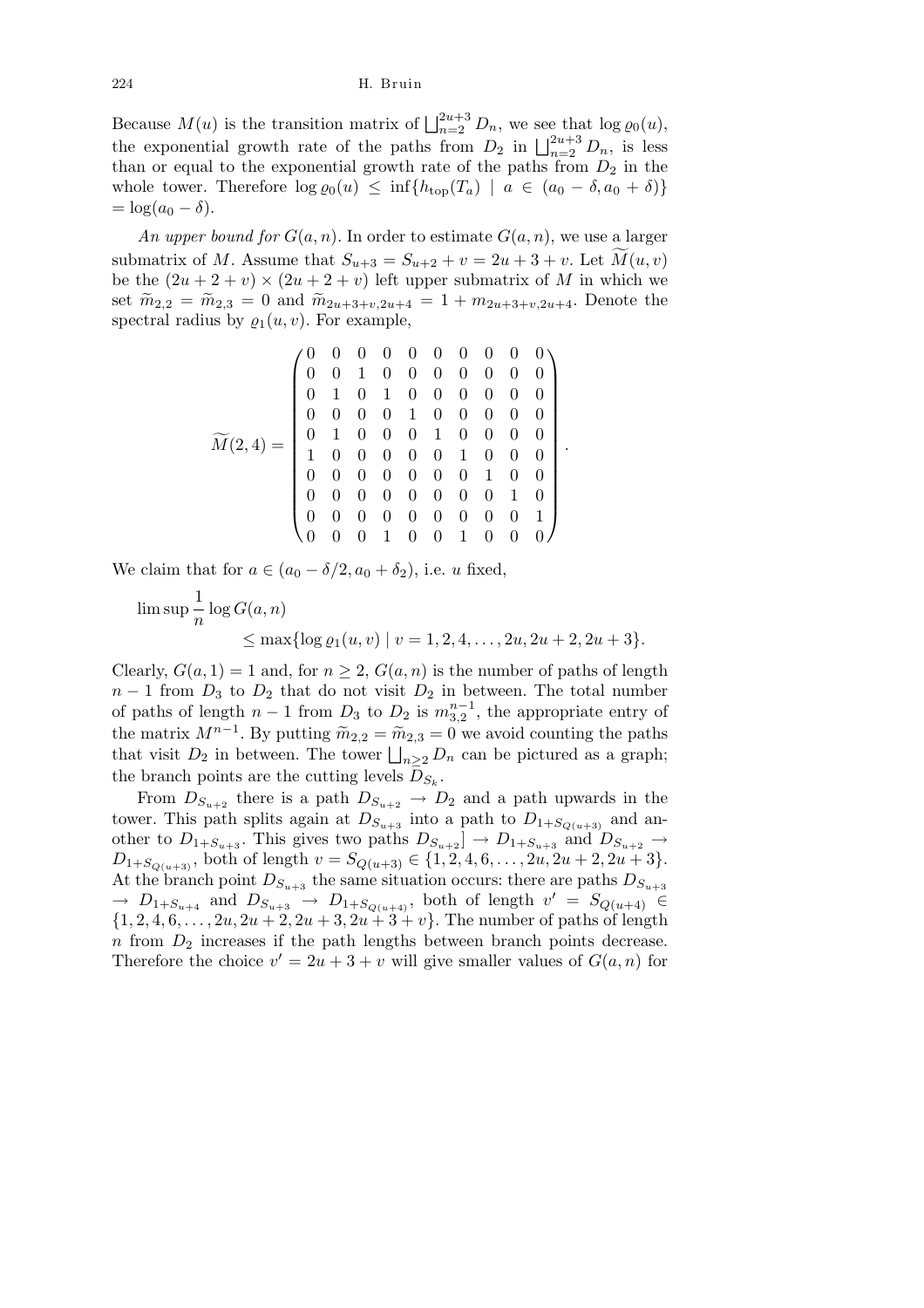Because $M(u)$ is the transition matrix of $\bigsqcup_{n=2}^{2u+3} D_n$, we see that $\log \varrho_0(u)$, the exponential growth rate of the paths from $D_2$ in $\bigsqcup_{n=2}^{2u+3} D_n$, is less than or equal to the exponential growth rate of the paths from $D_2$ in the whole tower. Therefore $\log \varrho_0(u) \le \inf\{h_{\mathrm{top}}(T_a) \mid a \in (a_0 - \delta, a_0 + \delta)\} = \log(a_0 - \delta)$.

*An upper bound for* $G(a,n)$. In order to estimate $G(a,n)$, we use a larger submatrix of $M$. Assume that $S_{u+3} = S_{u+2} + v = 2u + 3 + v$. Let $\widetilde{M}(u,v)$ be the $(2u+2+v) \times (2u+2+v)$ left upper submatrix of $M$ in which we set $\widetilde{m}_{2,2} = \widetilde{m}_{2,3} = 0$ and $\widetilde{m}_{2u+3+v,2u+4} = 1 + m_{2u+3+v,2u+4}$. Denote the spectral radius by $\varrho_1(u,v)$. For example,

$$\widetilde{M}(2,4) = \begin{pmatrix} 0 & 0 & 0 & 0 & 0 & 0 & 0 & 0 & 0 & 0 \\ 0 & 0 & 1 & 0 & 0 & 0 & 0 & 0 & 0 & 0 \\ 0 & 1 & 0 & 1 & 0 & 0 & 0 & 0 & 0 & 0 \\ 0 & 0 & 0 & 0 & 1 & 0 & 0 & 0 & 0 & 0 \\ 0 & 1 & 0 & 0 & 0 & 1 & 0 & 0 & 0 & 0 \\ 1 & 0 & 0 & 0 & 0 & 0 & 1 & 0 & 0 & 0 \\ 0 & 0 & 0 & 0 & 0 & 0 & 0 & 1 & 0 & 0 \\ 0 & 0 & 0 & 0 & 0 & 0 & 0 & 0 & 1 & 0 \\ 0 & 0 & 0 & 0 & 0 & 0 & 0 & 0 & 0 & 1 \\ 0 & 0 & 0 & 1 & 0 & 0 & 1 & 0 & 0 & 0 \end{pmatrix}.$$

We claim that for $a \in (a_0 - \delta/2, a_0 + \delta_2)$, i.e. $u$ fixed,

$$\limsup \frac{1}{n} \log G(a,n) \le \max\{\log \varrho_1(u,v) \mid v = 1, 2, 4, \ldots, 2u, 2u+2, 2u+3\}.$$

Clearly, $G(a,1) = 1$ and, for $n \ge 2$, $G(a,n)$ is the number of paths of length $n-1$ from $D_3$ to $D_2$ that do not visit $D_2$ in between. The total number of paths of length $n-1$ from $D_3$ to $D_2$ is $m_{3,2}^{n-1}$, the appropriate entry of the matrix $M^{n-1}$. By putting $\widetilde{m}_{2,2} = \widetilde{m}_{2,3} = 0$ we avoid counting the paths that visit $D_2$ in between. The tower $\bigsqcup_{n \ge 2} D_n$ can be pictured as a graph; the branch points are the cutting levels $D_{S_k}$.

From $D_{S_{u+2}}$ there is a path $D_{S_{u+2}} \to D_2$ and a path upwards in the tower. This path splits again at $D_{S_{u+3}}$ into a path to $D_{1+S_{Q(u+3)}}$ and another to $D_{1+S_{u+3}}$. This gives two paths $D_{S_{u+2}}] \to D_{1+S_{u+3}}$ and $D_{S_{u+2}} \to D_{1+S_{Q(u+3)}}$, both of length $v = S_{Q(u+3)} \in \{1, 2, 4, 6, \ldots, 2u, 2u+2, 2u+3\}$. At the branch point $D_{S_{u+3}}$ the same situation occurs: there are paths $D_{S_{u+3}} \to D_{1+S_{u+4}}$ and $D_{S_{u+3}} \to D_{1+S_{Q(u+4)}}$, both of length $v' = S_{Q(u+4)} \in \{1, 2, 4, 6, \ldots, 2u, 2u+2, 2u+3, 2u+3+v\}$. The number of paths of length $n$ from $D_2$ increases if the path lengths between branch points decrease. Therefore the choice $v' = 2u + 3 + v$ will give smaller values of $G(a,n)$ for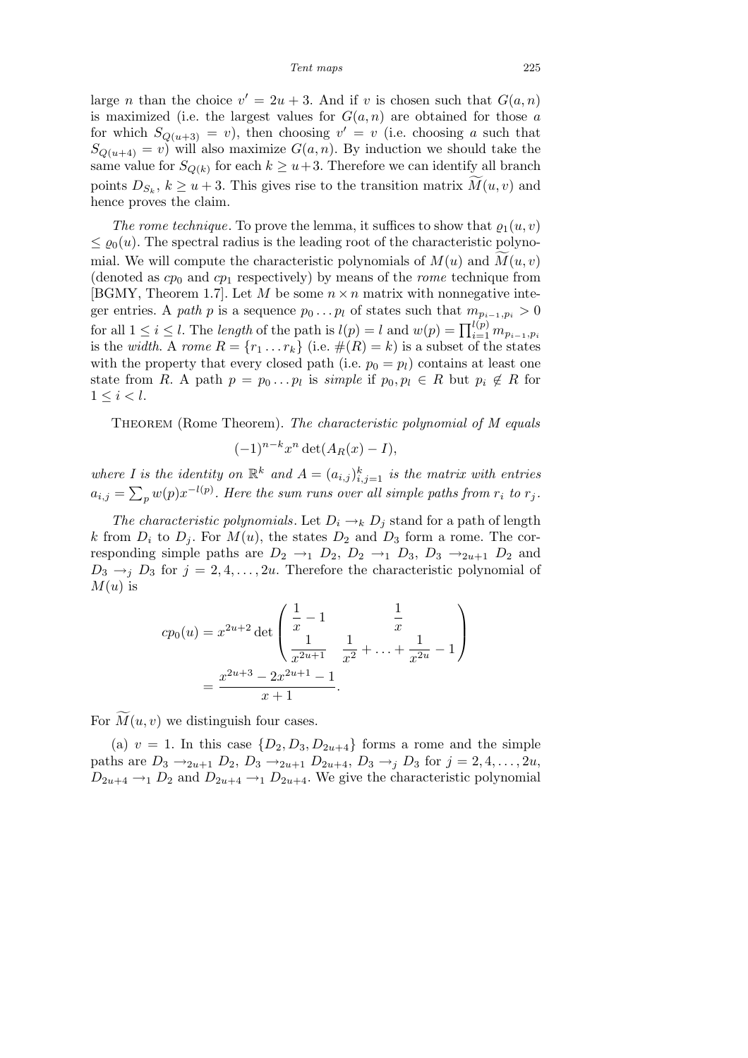large $n$ than the choice $v' = 2u+3$. And if $v$ is chosen such that $G(a,n)$ is maximized (i.e. the largest values for $G(a,n)$ are obtained for those $a$ for which $S_{Q(u+3)} = v$), then choosing $v' = v$ (i.e. choosing $a$ such that $S_{Q(u+4)} = v$) will also maximize $G(a,n)$. By induction we should take the same value for $S_{Q(k)}$ for each $k \geq u+3$. Therefore we can identify all branch points $D_{S_k}$, $k \geq u+3$. This gives rise to the transition matrix $\widetilde{M}(u,v)$ and hence proves the claim.

*The rome technique*. To prove the lemma, it suffices to show that $\varrho_1(u,v) \leq \varrho_0(u)$. The spectral radius is the leading root of the characteristic polynomial. We will compute the characteristic polynomials of $M(u)$ and $\widetilde{M}(u,v)$ (denoted as $cp_0$ and $cp_1$ respectively) by means of the *rome* technique from [BGMY, Theorem 1.7]. Let $M$ be some $n \times n$ matrix with nonnegative integer entries. A *path* $p$ is a sequence $p_0 \ldots p_l$ of states such that $m_{p_{i-1},p_i} > 0$ for all $1 \leq i \leq l$. The *length* of the path is $l(p) = l$ and $w(p) = \prod_{i=1}^{l(p)} m_{p_{i-1},p_i}$ is the *width*. A *rome* $R = \{r_1 \ldots r_k\}$ (i.e. $\#(R) = k$) is a subset of the states with the property that every closed path (i.e. $p_0 = p_l$) contains at least one state from $R$. A path $p = p_0 \ldots p_l$ is *simple* if $p_0, p_l \in R$ but $p_i \notin R$ for $1 \leq i < l$.

Theorem (Rome Theorem). *The characteristic polynomial of $M$ equals*

$$(-1)^{n-k} x^n \det(A_R(x) - I),$$

*where $I$ is the identity on $\mathbb{R}^k$ and $A = (a_{i,j})_{i,j=1}^k$ is the matrix with entries $a_{i,j} = \sum_p w(p) x^{-l(p)}$. Here the sum runs over all simple paths from $r_i$ to $r_j$.*

*The characteristic polynomials*. Let $D_i \to_k D_j$ stand for a path of length $k$ from $D_i$ to $D_j$. For $M(u)$, the states $D_2$ and $D_3$ form a rome. The corresponding simple paths are $D_2 \to_1 D_2$, $D_2 \to_1 D_3$, $D_3 \to_{2u+1} D_2$ and $D_3 \to_j D_3$ for $j = 2, 4, \ldots, 2u$. Therefore the characteristic polynomial of $M(u)$ is

$$cp_0(u) = x^{2u+2} \det \begin{pmatrix} \dfrac{1}{x} - 1 & \dfrac{1}{x} \\ \dfrac{1}{x^{2u+1}} & \dfrac{1}{x^2} + \ldots + \dfrac{1}{x^{2u}} - 1 \end{pmatrix} = \frac{x^{2u+3} - 2x^{2u+1} - 1}{x+1}.$$

For $\widetilde{M}(u,v)$ we distinguish four cases.

(a) $v = 1$. In this case $\{D_2, D_3, D_{2u+4}\}$ forms a rome and the simple paths are $D_3 \to_{2u+1} D_2$, $D_3 \to_{2u+1} D_{2u+4}$, $D_3 \to_j D_3$ for $j = 2, 4, \ldots, 2u$, $D_{2u+4} \to_1 D_2$ and $D_{2u+4} \to_1 D_{2u+4}$. We give the characteristic polynomial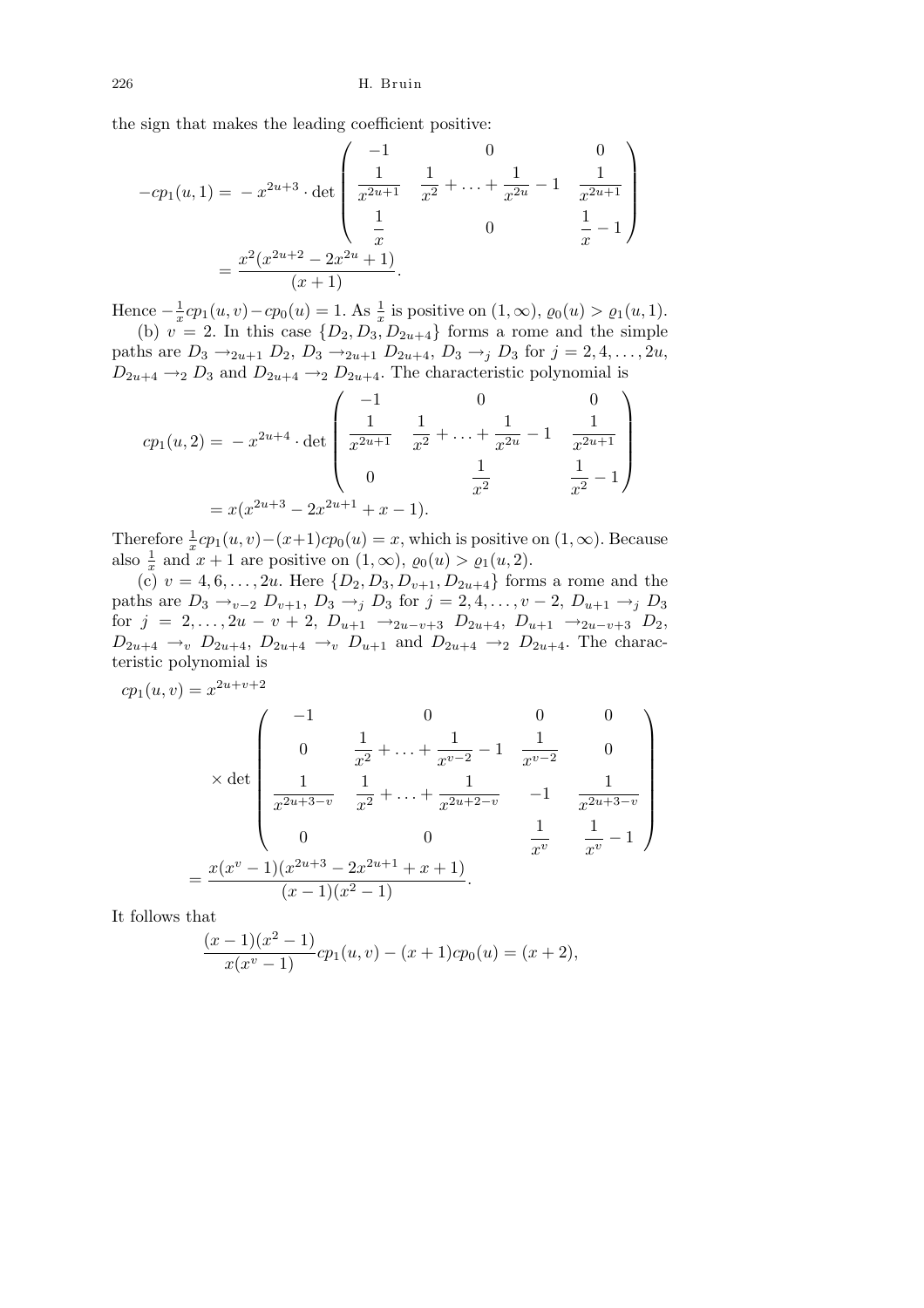the sign that makes the leading coefficient positive:

$$
\begin{aligned}
-cp_1(u,1) &= -x^{2u+3} \cdot \det \begin{pmatrix} -1 & 0 & 0 \\ \dfrac{1}{x^{2u+1}} & \dfrac{1}{x^2} + \ldots + \dfrac{1}{x^{2u}} - 1 & \dfrac{1}{x^{2u+1}} \\ \dfrac{1}{x} & 0 & \dfrac{1}{x} - 1 \end{pmatrix} \\
&= \frac{x^2(x^{2u+2} - 2x^{2u} + 1)}{(x+1)}.
\end{aligned}
$$

Hence $-\frac{1}{x}cp_1(u,v) - cp_0(u) = 1$. As $\frac{1}{x}$ is positive on $(1,\infty)$, $\varrho_0(u) > \varrho_1(u,1)$.

(b) $v = 2$. In this case $\{D_2, D_3, D_{2u+4}\}$ forms a rome and the simple paths are $D_3 \to_{2u+1} D_2$, $D_3 \to_{2u+1} D_{2u+4}$, $D_3 \to_j D_3$ for $j = 2, 4, \ldots, 2u$, $D_{2u+4} \to_2 D_3$ and $D_{2u+4} \to_2 D_{2u+4}$. The characteristic polynomial is

$$
\begin{aligned}
cp_1(u,2) &= -x^{2u+4} \cdot \det \begin{pmatrix} -1 & 0 & 0 \\ \dfrac{1}{x^{2u+1}} & \dfrac{1}{x^2} + \ldots + \dfrac{1}{x^{2u}} - 1 & \dfrac{1}{x^{2u+1}} \\ 0 & \dfrac{1}{x^2} & \dfrac{1}{x^2} - 1 \end{pmatrix} \\
&= x(x^{2u+3} - 2x^{2u+1} + x - 1).
\end{aligned}
$$

Therefore $\frac{1}{x}cp_1(u,v) - (x+1)cp_0(u) = x$, which is positive on $(1,\infty)$. Because also $\frac{1}{x}$ and $x+1$ are positive on $(1,\infty)$, $\varrho_0(u) > \varrho_1(u,2)$.

(c) $v = 4, 6, \ldots, 2u$. Here $\{D_2, D_3, D_{v+1}, D_{2u+4}\}$ forms a rome and the paths are $D_3 \to_{v-2} D_{v+1}$, $D_3 \to_j D_3$ for $j = 2, 4, \ldots, v-2$, $D_{u+1} \to_j D_3$ for $j = 2, \ldots, 2u - v + 2$, $D_{u+1} \to_{2u-v+3} D_{2u+4}$, $D_{u+1} \to_{2u-v+3} D_2$, $D_{2u+4} \to_v D_{2u+4}$, $D_{2u+4} \to_v D_{u+1}$ and $D_{2u+4} \to_2 D_{2u+4}$. The characteristic polynomial is

$$
\begin{aligned}
cp_1(u,v) &= x^{2u+v+2} \\
&\quad \times \det \begin{pmatrix} -1 & 0 & 0 & 0 \\ 0 & \dfrac{1}{x^2} + \ldots + \dfrac{1}{x^{v-2}} - 1 & \dfrac{1}{x^{v-2}} & 0 \\ \dfrac{1}{x^{2u+3-v}} & \dfrac{1}{x^2} + \ldots + \dfrac{1}{x^{2u+2-v}} & -1 & \dfrac{1}{x^{2u+3-v}} \\ 0 & 0 & \dfrac{1}{x^v} & \dfrac{1}{x^v} - 1 \end{pmatrix} \\
&= \frac{x(x^v - 1)(x^{2u+3} - 2x^{2u+1} + x + 1)}{(x-1)(x^2-1)}.
\end{aligned}
$$

It follows that

$$
\frac{(x-1)(x^2-1)}{x(x^v-1)} cp_1(u,v) - (x+1)cp_0(u) = (x+2),
$$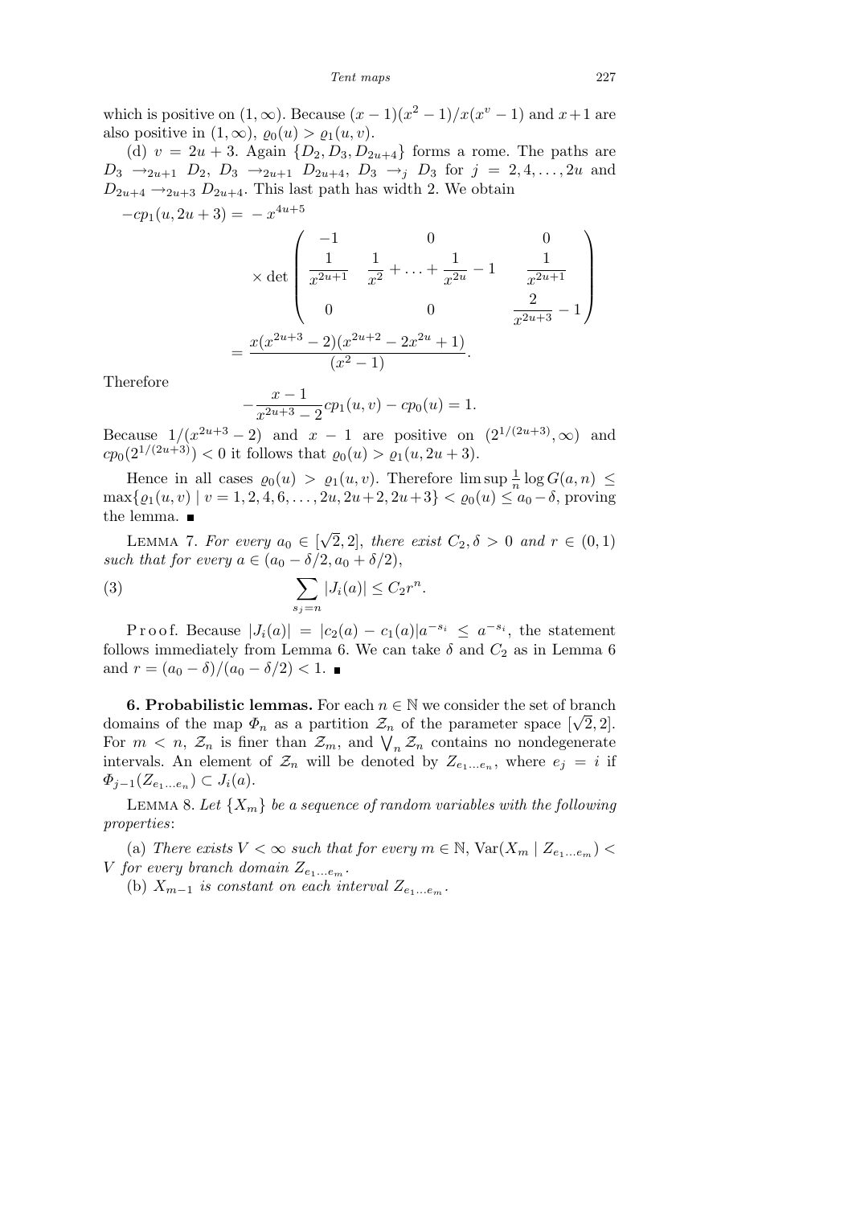which is positive on $(1,\infty)$. Because $(x-1)(x^2-1)/x(x^v-1)$ and $x+1$ are also positive in $(1,\infty)$, $\varrho_0(u) > \varrho_1(u,v)$.

(d) $v = 2u+3$. Again $\{D_2, D_3, D_{2u+4}\}$ forms a rome. The paths are $D_3 \to_{2u+1} D_2$, $D_3 \to_{2u+1} D_{2u+4}$, $D_3 \to_j D_3$ for $j = 2,4,\ldots,2u$ and $D_{2u+4} \to_{2u+3} D_{2u+4}$. This last path has width 2. We obtain

$$
\begin{aligned}
-cp_1(u,2u+3) &= -x^{4u+5} \\
&\quad \times \det \begin{pmatrix} -1 & 0 & 0 \\ \dfrac{1}{x^{2u+1}} & \dfrac{1}{x^2}+\ldots+\dfrac{1}{x^{2u}}-1 & \dfrac{1}{x^{2u+1}} \\ 0 & 0 & \dfrac{2}{x^{2u+3}}-1 \end{pmatrix} \\
&= \frac{x(x^{2u+3}-2)(x^{2u+2}-2x^{2u}+1)}{(x^2-1)}.
\end{aligned}
$$

Therefore

$$
-\frac{x-1}{x^{2u+3}-2}cp_1(u,v) - cp_0(u) = 1.
$$

Because $1/(x^{2u+3}-2)$ and $x-1$ are positive on $(2^{1/(2u+3)},\infty)$ and $cp_0(2^{1/(2u+3)}) < 0$ it follows that $\varrho_0(u) > \varrho_1(u,2u+3)$.

Hence in all cases $\varrho_0(u) > \varrho_1(u,v)$. Therefore $\limsup \frac{1}{n}\log G(a,n) \le \max\{\varrho_1(u,v) \mid v = 1,2,4,6,\ldots,2u,2u+2,2u+3\} < \varrho_0(u) \le a_0 - \delta$, proving the lemma. ∎

LEMMA 7. *For every $a_0 \in [\sqrt{2},2]$, there exist $C_2, \delta > 0$ and $r \in (0,1)$ such that for every $a \in (a_0 - \delta/2, a_0 + \delta/2)$,*

$$
\sum_{s_j = n} |J_i(a)| \le C_2 r^n. \tag{3}
$$

Proof. Because $|J_i(a)| = |c_2(a) - c_1(a)|a^{-s_i} \le a^{-s_i}$, the statement follows immediately from Lemma 6. We can take $\delta$ and $C_2$ as in Lemma 6 and $r = (a_0-\delta)/(a_0-\delta/2) < 1$. ∎

**6. Probabilistic lemmas.** For each $n \in \mathbb{N}$ we consider the set of branch domains of the map $\Phi_n$ as a partition $\mathcal{Z}_n$ of the parameter space $[\sqrt{2},2]$. For $m < n$, $\mathcal{Z}_n$ is finer than $\mathcal{Z}_m$, and $\bigvee_n \mathcal{Z}_n$ contains no nondegenerate intervals. An element of $\mathcal{Z}_n$ will be denoted by $Z_{e_1\ldots e_n}$, where $e_j = i$ if $\Phi_{j-1}(Z_{e_1\ldots e_n}) \subset J_i(a)$.

LEMMA 8. *Let $\{X_m\}$ be a sequence of random variables with the following properties*:

(a) *There exists $V < \infty$ such that for every $m \in \mathbb{N}$, $\mathrm{Var}(X_m \mid Z_{e_1\ldots e_m}) < V$ for every branch domain $Z_{e_1\ldots e_m}$.*

(b) *$X_{m-1}$ is constant on each interval $Z_{e_1\ldots e_m}$.*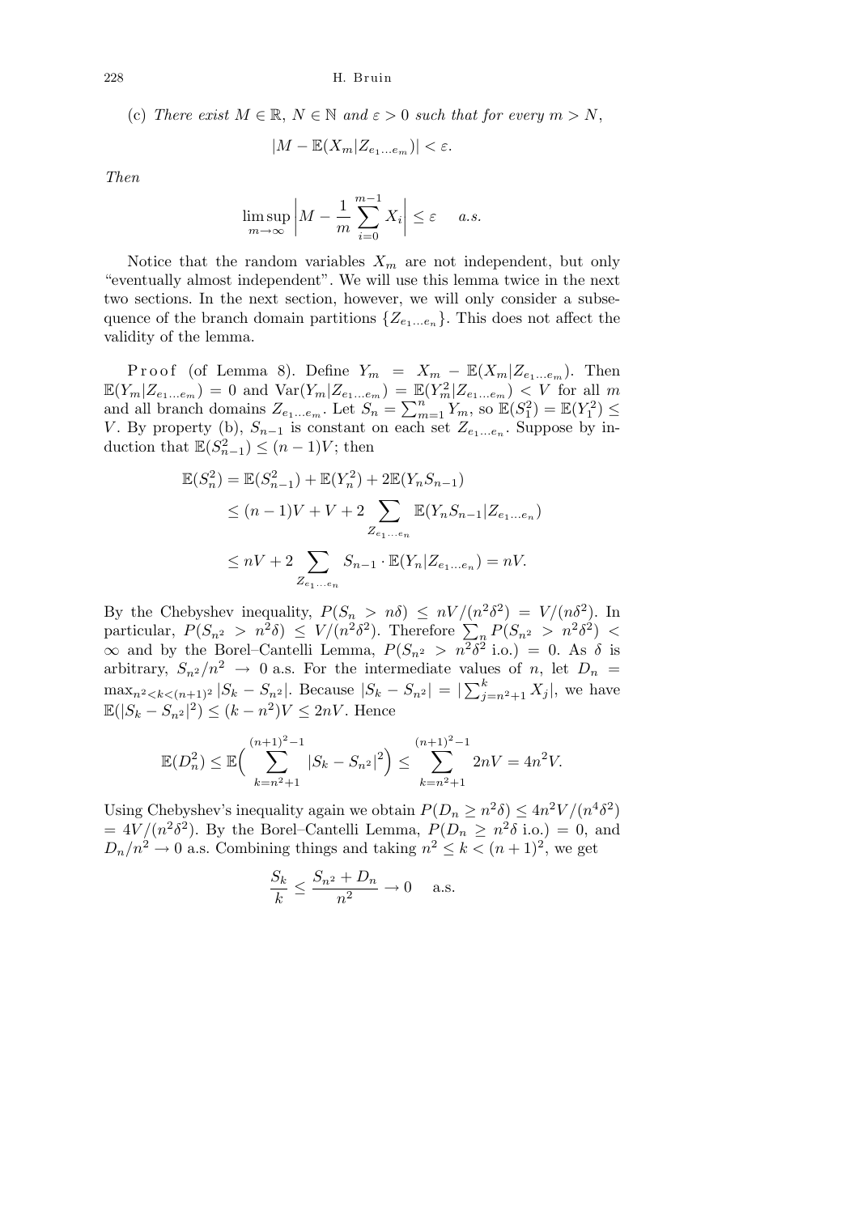(c) *There exist $M \in \mathbb{R}$, $N \in \mathbb{N}$ and $\varepsilon > 0$ such that for every $m > N$,*

$$|M - \mathbb{E}(X_m | Z_{e_1 \ldots e_m})| < \varepsilon.$$

*Then*

$$\limsup_{m \to \infty} \left| M - \frac{1}{m} \sum_{i=0}^{m-1} X_i \right| \leq \varepsilon \quad a.s.$$

Notice that the random variables $X_m$ are not independent, but only "eventually almost independent". We will use this lemma twice in the next two sections. In the next section, however, we will only consider a subsequence of the branch domain partitions $\{Z_{e_1 \ldots e_n}\}$. This does not affect the validity of the lemma.

Proof (of Lemma 8). Define $Y_m = X_m - \mathbb{E}(X_m | Z_{e_1 \ldots e_m})$. Then $\mathbb{E}(Y_m | Z_{e_1 \ldots e_m}) = 0$ and $\mathrm{Var}(Y_m | Z_{e_1 \ldots e_m}) = \mathbb{E}(Y_m^2 | Z_{e_1 \ldots e_m}) < V$ for all $m$ and all branch domains $Z_{e_1 \ldots e_m}$. Let $S_n = \sum_{m=1}^{n} Y_m$, so $\mathbb{E}(S_1^2) = \mathbb{E}(Y_1^2) \leq V$. By property (b), $S_{n-1}$ is constant on each set $Z_{e_1 \ldots e_n}$. Suppose by induction that $\mathbb{E}(S_{n-1}^2) \leq (n-1)V$; then

$$\begin{aligned}
\mathbb{E}(S_n^2) &= \mathbb{E}(S_{n-1}^2) + \mathbb{E}(Y_n^2) + 2\mathbb{E}(Y_n S_{n-1}) \\
&\leq (n-1)V + V + 2 \sum_{Z_{e_1 \ldots e_n}} \mathbb{E}(Y_n S_{n-1} | Z_{e_1 \ldots e_n}) \\
&\leq nV + 2 \sum_{Z_{e_1 \ldots e_n}} S_{n-1} \cdot \mathbb{E}(Y_n | Z_{e_1 \ldots e_n}) = nV.
\end{aligned}$$

By the Chebyshev inequality, $P(S_n > n\delta) \leq nV/(n^2\delta^2) = V/(n\delta^2)$. In particular, $P(S_{n^2} > n^2\delta) \leq V/(n^2\delta^2)$. Therefore $\sum_n P(S_{n^2} > n^2\delta^2) < \infty$ and by the Borel–Cantelli Lemma, $P(S_{n^2} > n^2\delta^2 \text{ i.o.}) = 0$. As $\delta$ is arbitrary, $S_{n^2}/n^2 \to 0$ a.s. For the intermediate values of $n$, let $D_n = \max_{n^2 < k < (n+1)^2} |S_k - S_{n^2}|$. Because $|S_k - S_{n^2}| = |\sum_{j=n^2+1}^{k} X_j|$, we have $\mathbb{E}(|S_k - S_{n^2}|^2) \leq (k - n^2)V \leq 2nV$. Hence

$$\mathbb{E}(D_n^2) \leq \mathbb{E}\Big( \sum_{k=n^2+1}^{(n+1)^2-1} |S_k - S_{n^2}|^2 \Big) \leq \sum_{k=n^2+1}^{(n+1)^2-1} 2nV = 4n^2V.$$

Using Chebyshev's inequality again we obtain $P(D_n \geq n^2\delta) \leq 4n^2V/(n^4\delta^2) = 4V/(n^2\delta^2)$. By the Borel–Cantelli Lemma, $P(D_n \geq n^2\delta \text{ i.o.}) = 0$, and $D_n/n^2 \to 0$ a.s. Combining things and taking $n^2 \leq k < (n+1)^2$, we get

$$\frac{S_k}{k} \leq \frac{S_{n^2} + D_n}{n^2} \to 0 \quad \text{a.s.}$$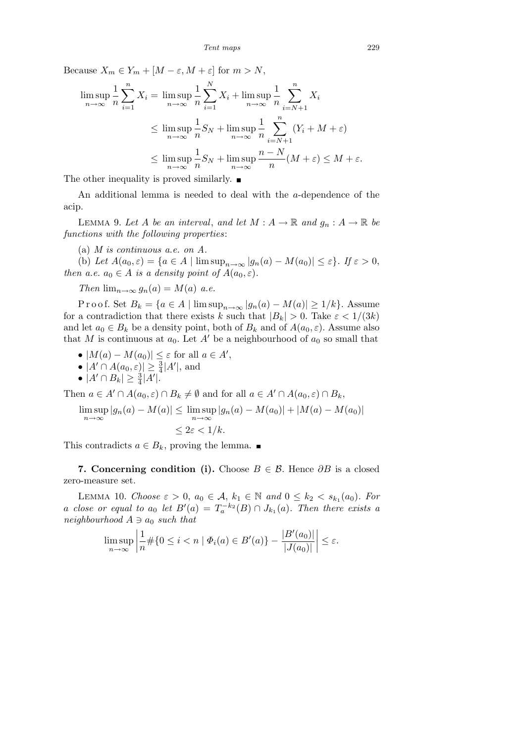Because $X_m \in Y_m + [M-\varepsilon, M+\varepsilon]$ for $m > N$,

$$\begin{aligned}
\limsup_{n\to\infty} \frac{1}{n}\sum_{i=1}^{n} X_i &= \limsup_{n\to\infty} \frac{1}{n}\sum_{i=1}^{N} X_i + \limsup_{n\to\infty} \frac{1}{n}\sum_{i=N+1}^{n} X_i \\
&\le \limsup_{n\to\infty} \frac{1}{n} S_N + \limsup_{n\to\infty} \frac{1}{n}\sum_{i=N+1}^{n} (Y_i + M + \varepsilon) \\
&\le \limsup_{n\to\infty} \frac{1}{n} S_N + \limsup_{n\to\infty} \frac{n-N}{n}(M+\varepsilon) \le M + \varepsilon.
\end{aligned}$$

The other inequality is proved similarly. ∎

An additional lemma is needed to deal with the $a$-dependence of the acip.

Lemma 9. *Let $A$ be an interval, and let $M : A \to \mathbb{R}$ and $g_n : A \to \mathbb{R}$ be functions with the following properties*:

(a) *$M$ is continuous a.e. on $A$.*

(b) *Let $A(a_0, \varepsilon) = \{a \in A \mid \limsup_{n\to\infty} |g_n(a) - M(a_0)| \le \varepsilon\}$. If $\varepsilon > 0$, then a.e. $a_0 \in A$ is a density point of $A(a_0, \varepsilon)$.*

*Then $\lim_{n\to\infty} g_n(a) = M(a)$ a.e.*

Proof. Set $B_k = \{a \in A \mid \limsup_{n\to\infty} |g_n(a) - M(a)| \ge 1/k\}$. Assume for a contradiction that there exists $k$ such that $|B_k| > 0$. Take $\varepsilon < 1/(3k)$ and let $a_0 \in B_k$ be a density point, both of $B_k$ and of $A(a_0, \varepsilon)$. Assume also that $M$ is continuous at $a_0$. Let $A'$ be a neighbourhood of $a_0$ so small that

- $|M(a) - M(a_0)| \le \varepsilon$ for all $a \in A'$,
- $|A' \cap A(a_0, \varepsilon)| \ge \frac{3}{4}|A'|$, and
- $|A' \cap B_k| \ge \frac{3}{4}|A'|$.

Then $a \in A' \cap A(a_0, \varepsilon) \cap B_k \neq \emptyset$ and for all $a \in A' \cap A(a_0, \varepsilon) \cap B_k$,

$$\begin{aligned}
\limsup_{n\to\infty} |g_n(a) - M(a)| &\le \limsup_{n\to\infty} |g_n(a) - M(a_0)| + |M(a) - M(a_0)| \\
&\le 2\varepsilon < 1/k.
\end{aligned}$$

This contradicts $a \in B_k$, proving the lemma. ∎

**7. Concerning condition (i).** Choose $B \in \mathcal{B}$. Hence $\partial B$ is a closed zero-measure set.

Lemma 10. *Choose $\varepsilon > 0$, $a_0 \in \mathcal{A}$, $k_1 \in \mathbb{N}$ and $0 \le k_2 < s_{k_1}(a_0)$. For $a$ close or equal to $a_0$ let $B'(a) = T_a^{-k_2}(B) \cap J_{k_1}(a)$. Then there exists a neighbourhood $A \ni a_0$ such that*

$$\limsup_{n\to\infty} \left| \frac{1}{n}\#\{0 \le i < n \mid \Phi_i(a) \in B'(a)\} - \frac{|B'(a_0)|}{|J(a_0)|} \right| \le \varepsilon.$$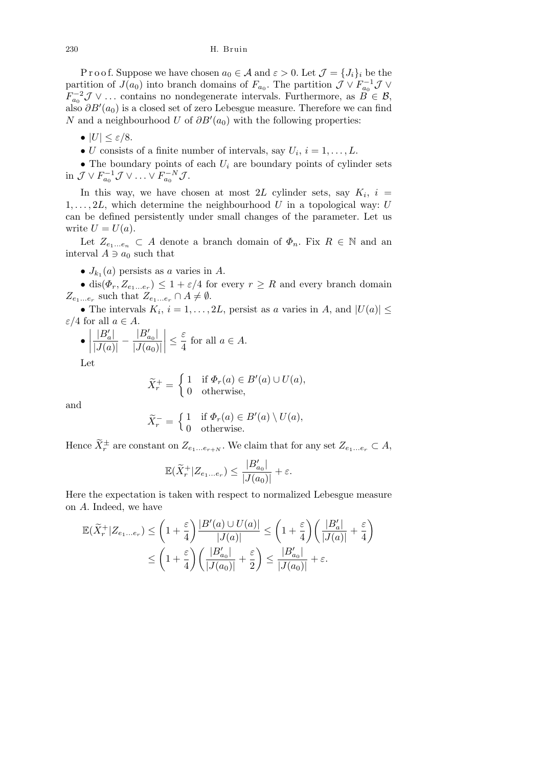P r o o f. Suppose we have chosen $a_0 \in \mathcal{A}$ and $\varepsilon > 0$. Let $\mathcal{J} = \{J_i\}_i$ be the partition of $J(a_0)$ into branch domains of $F_{a_0}$. The partition $\mathcal{J} \vee F_{a_0}^{-1}\mathcal{J} \vee F_{a_0}^{-2}\mathcal{J} \vee \ldots$ contains no nondegenerate intervals. Furthermore, as $B \in \mathcal{B}$, also $\partial B'(a_0)$ is a closed set of zero Lebesgue measure. Therefore we can find $N$ and a neighbourhood $U$ of $\partial B'(a_0)$ with the following properties:

- $|U| \le \varepsilon/8$.
- $U$ consists of a finite number of intervals, say $U_i$, $i = 1, \ldots, L$.
- The boundary points of each $U_i$ are boundary points of cylinder sets in $\mathcal{J} \vee F_{a_0}^{-1}\mathcal{J} \vee \ldots \vee F_{a_0}^{-N}\mathcal{J}$.

In this way, we have chosen at most $2L$ cylinder sets, say $K_i$, $i = 1, \ldots, 2L$, which determine the neighbourhood $U$ in a topological way: $U$ can be defined persistently under small changes of the parameter. Let us write $U = U(a)$.

Let $Z_{e_1 \ldots e_n} \subset A$ denote a branch domain of $\Phi_n$. Fix $R \in \mathbb{N}$ and an interval $A \ni a_0$ such that

- $J_{k_1}(a)$ persists as $a$ varies in $A$.
- $\operatorname{dis}(\Phi_r, Z_{e_1 \ldots e_r}) \le 1 + \varepsilon/4$ for every $r \ge R$ and every branch domain $Z_{e_1 \ldots e_r}$ such that $Z_{e_1 \ldots e_r} \cap A \ne \emptyset$.
- The intervals $K_i$, $i = 1, \ldots, 2L$, persist as $a$ varies in $A$, and $|U(a)| \le \varepsilon/4$ for all $a \in A$.
- $\left| \dfrac{|B'_a|}{|J(a)|} - \dfrac{|B'_{a_0}|}{|J(a_0)|} \right| \le \dfrac{\varepsilon}{4}$ for all $a \in A$.

Let

$$\widetilde{X}_r^+ = \begin{cases} 1 & \text{if } \Phi_r(a) \in B'(a) \cup U(a), \\ 0 & \text{otherwise,} \end{cases}$$

and

$$\widetilde{X}_r^- = \begin{cases} 1 & \text{if } \Phi_r(a) \in B'(a) \setminus U(a), \\ 0 & \text{otherwise.} \end{cases}$$

Hence $\widetilde{X}_r^\pm$ are constant on $Z_{e_1 \ldots e_{r+N}}$. We claim that for any set $Z_{e_1 \ldots e_r} \subset A$,

$$\mathbb{E}(\widetilde{X}_r^+ | Z_{e_1 \ldots e_r}) \le \frac{|B'_{a_0}|}{|J(a_0)|} + \varepsilon.$$

Here the expectation is taken with respect to normalized Lebesgue measure on $A$. Indeed, we have

$$\begin{aligned} \mathbb{E}(\widetilde{X}_r^+ | Z_{e_1 \ldots e_r}) &\le \left(1 + \frac{\varepsilon}{4}\right) \frac{|B'(a) \cup U(a)|}{|J(a)|} \le \left(1 + \frac{\varepsilon}{4}\right) \left( \frac{|B'_a|}{|J(a)|} + \frac{\varepsilon}{4} \right) \\ &\le \left(1 + \frac{\varepsilon}{4}\right) \left( \frac{|B'_{a_0}|}{|J(a_0)|} + \frac{\varepsilon}{2} \right) \le \frac{|B'_{a_0}|}{|J(a_0)|} + \varepsilon. \end{aligned}$$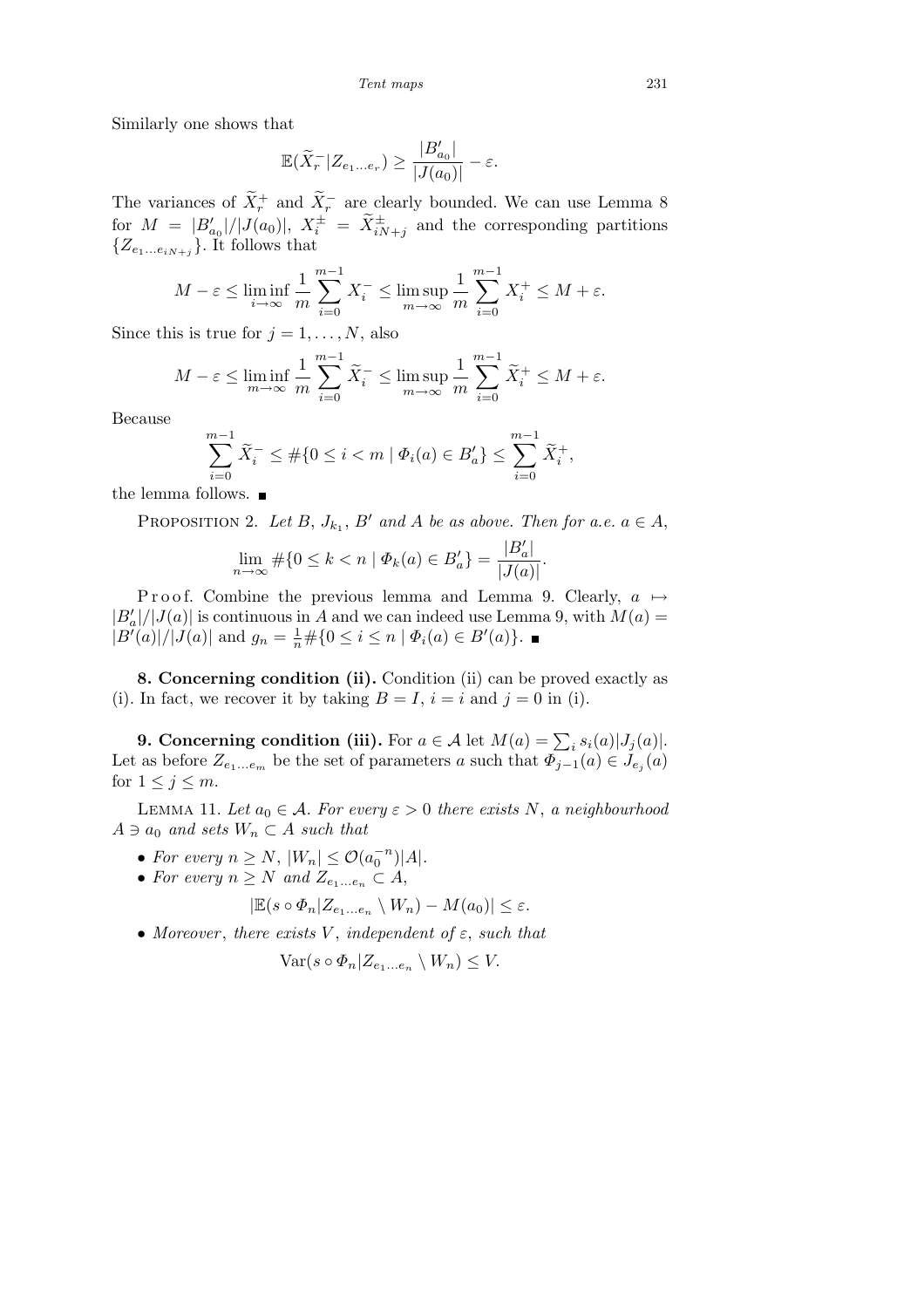Similarly one shows that

$$\mathbb{E}(\widetilde{X}_r^- | Z_{e_1 \dots e_r}) \geq \frac{|B'_{a_0}|}{|J(a_0)|} - \varepsilon.$$

The variances of $\widetilde{X}_r^+$ and $\widetilde{X}_r^-$ are clearly bounded. We can use Lemma 8 for $M = |B'_{a_0}|/|J(a_0)|$, $X_i^{\pm} = \widetilde{X}_{iN+j}^{\pm}$ and the corresponding partitions $\{Z_{e_1 \dots e_{iN+j}}\}$. It follows that

$$M - \varepsilon \leq \liminf_{i \to \infty} \frac{1}{m} \sum_{i=0}^{m-1} X_i^- \leq \limsup_{m \to \infty} \frac{1}{m} \sum_{i=0}^{m-1} X_i^+ \leq M + \varepsilon.$$

Since this is true for $j = 1, \dots, N$, also

$$M - \varepsilon \leq \liminf_{m \to \infty} \frac{1}{m} \sum_{i=0}^{m-1} \widetilde{X}_i^- \leq \limsup_{m \to \infty} \frac{1}{m} \sum_{i=0}^{m-1} \widetilde{X}_i^+ \leq M + \varepsilon.$$

Because

$$\sum_{i=0}^{m-1} \widetilde{X}_i^- \leq \#\{0 \leq i < m \mid \Phi_i(a) \in B'_a\} \leq \sum_{i=0}^{m-1} \widetilde{X}_i^+,$$

the lemma follows. ∎

Proposition 2. *Let $B$, $J_{k_1}$, $B'$ and $A$ be as above. Then for a.e. $a \in A$,*

$$\lim_{n \to \infty} \#\{0 \leq k < n \mid \Phi_k(a) \in B'_a\} = \frac{|B'_a|}{|J(a)|}.$$

Proof. Combine the previous lemma and Lemma 9. Clearly, $a \mapsto |B'_a|/|J(a)|$ is continuous in $A$ and we can indeed use Lemma 9, with $M(a) = |B'(a)|/|J(a)|$ and $g_n = \frac{1}{n}\#\{0 \leq i \leq n \mid \Phi_i(a) \in B'(a)\}$. ∎

**8. Concerning condition (ii).** Condition (ii) can be proved exactly as (i). In fact, we recover it by taking $B = I$, $i = i$ and $j = 0$ in (i).

**9. Concerning condition (iii).** For $a \in \mathcal{A}$ let $M(a) = \sum_i s_i(a)|J_j(a)|$. Let as before $Z_{e_1 \dots e_m}$ be the set of parameters $a$ such that $\Phi_{j-1}(a) \in J_{e_j}(a)$ for $1 \leq j \leq m$.

Lemma 11. *Let $a_0 \in \mathcal{A}$. For every $\varepsilon > 0$ there exists $N$, a neighbourhood $A \ni a_0$ and sets $W_n \subset A$ such that*

- *For every $n \geq N$, $|W_n| \leq \mathcal{O}(a_0^{-n})|A|$.*
- *For every $n \geq N$ and $Z_{e_1 \dots e_n} \subset A$,*

$$|\mathbb{E}(s \circ \Phi_n | Z_{e_1 \dots e_n} \setminus W_n) - M(a_0)| \leq \varepsilon.$$

- *Moreover, there exists $V$, independent of $\varepsilon$, such that*

$$\mathrm{Var}(s \circ \Phi_n | Z_{e_1 \dots e_n} \setminus W_n) \leq V.$$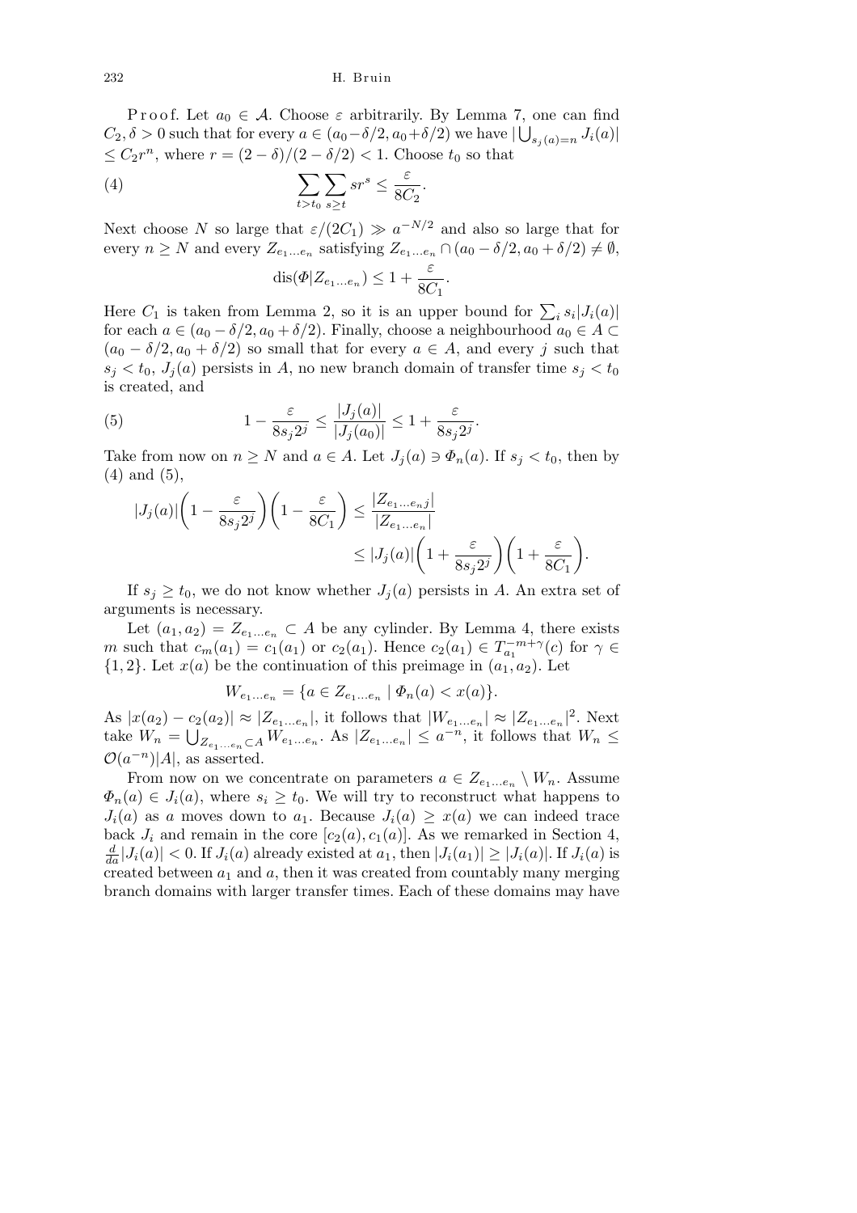Proof. Let $a_0 \in \mathcal{A}$. Choose $\varepsilon$ arbitrarily. By Lemma 7, one can find $C_2, \delta > 0$ such that for every $a \in (a_0 - \delta/2, a_0 + \delta/2)$ we have $|\bigcup_{s_j(a)=n} J_i(a)| \le C_2 r^n$, where $r = (2-\delta)/(2-\delta/2) < 1$. Choose $t_0$ so that

$$\sum_{t>t_0} \sum_{s \ge t} s r^s \le \frac{\varepsilon}{8C_2}. \tag{4}$$

Next choose $N$ so large that $\varepsilon/(2C_1) \gg a^{-N/2}$ and also so large that for every $n \ge N$ and every $Z_{e_1 \ldots e_n}$ satisfying $Z_{e_1 \ldots e_n} \cap (a_0 - \delta/2, a_0 + \delta/2) \neq \emptyset$,

$$\operatorname{dis}(\Phi | Z_{e_1 \ldots e_n}) \le 1 + \frac{\varepsilon}{8C_1}.$$

Here $C_1$ is taken from Lemma 2, so it is an upper bound for $\sum_i s_i |J_i(a)|$ for each $a \in (a_0 - \delta/2, a_0 + \delta/2)$. Finally, choose a neighbourhood $a_0 \in A \subset (a_0 - \delta/2, a_0 + \delta/2)$ so small that for every $a \in A$, and every $j$ such that $s_j < t_0$, $J_j(a)$ persists in $A$, no new branch domain of transfer time $s_j < t_0$ is created, and

$$1 - \frac{\varepsilon}{8 s_j 2^j} \le \frac{|J_j(a)|}{|J_j(a_0)|} \le 1 + \frac{\varepsilon}{8 s_j 2^j}. \tag{5}$$

Take from now on $n \ge N$ and $a \in A$. Let $J_j(a) \ni \Phi_n(a)$. If $s_j < t_0$, then by (4) and (5),

$$\begin{aligned}
|J_j(a)| \left(1 - \frac{\varepsilon}{8 s_j 2^j}\right)\left(1 - \frac{\varepsilon}{8C_1}\right) &\le \frac{|Z_{e_1 \ldots e_n j}|}{|Z_{e_1 \ldots e_n}|} \\
&\le |J_j(a)| \left(1 + \frac{\varepsilon}{8 s_j 2^j}\right)\left(1 + \frac{\varepsilon}{8C_1}\right).
\end{aligned}$$

If $s_j \ge t_0$, we do not know whether $J_j(a)$ persists in $A$. An extra set of arguments is necessary.

Let $(a_1, a_2) = Z_{e_1 \ldots e_n} \subset A$ be any cylinder. By Lemma 4, there exists $m$ such that $c_m(a_1) = c_1(a_1)$ or $c_2(a_1)$. Hence $c_2(a_1) \in T_{a_1}^{-m+\gamma}(c)$ for $\gamma \in \{1, 2\}$. Let $x(a)$ be the continuation of this preimage in $(a_1, a_2)$. Let

$$W_{e_1 \ldots e_n} = \{a \in Z_{e_1 \ldots e_n} \mid \Phi_n(a) < x(a)\}.$$

As $|x(a_2) - c_2(a_2)| \approx |Z_{e_1 \ldots e_n}|$, it follows that $|W_{e_1 \ldots e_n}| \approx |Z_{e_1 \ldots e_n}|^2$. Next take $W_n = \bigcup_{Z_{e_1 \ldots e_n} \subset A} W_{e_1 \ldots e_n}$. As $|Z_{e_1 \ldots e_n}| \le a^{-n}$, it follows that $W_n \le \mathcal{O}(a^{-n})|A|$, as asserted.

From now on we concentrate on parameters $a \in Z_{e_1 \ldots e_n} \setminus W_n$. Assume $\Phi_n(a) \in J_i(a)$, where $s_i \ge t_0$. We will try to reconstruct what happens to $J_i(a)$ as $a$ moves down to $a_1$. Because $J_i(a) \ge x(a)$ we can indeed trace back $J_i$ and remain in the core $[c_2(a), c_1(a)]$. As we remarked in Section 4, $\frac{d}{da}|J_i(a)| < 0$. If $J_i(a)$ already existed at $a_1$, then $|J_i(a_1)| \ge |J_i(a)|$. If $J_i(a)$ is created between $a_1$ and $a$, then it was created from countably many merging branch domains with larger transfer times. Each of these domains may have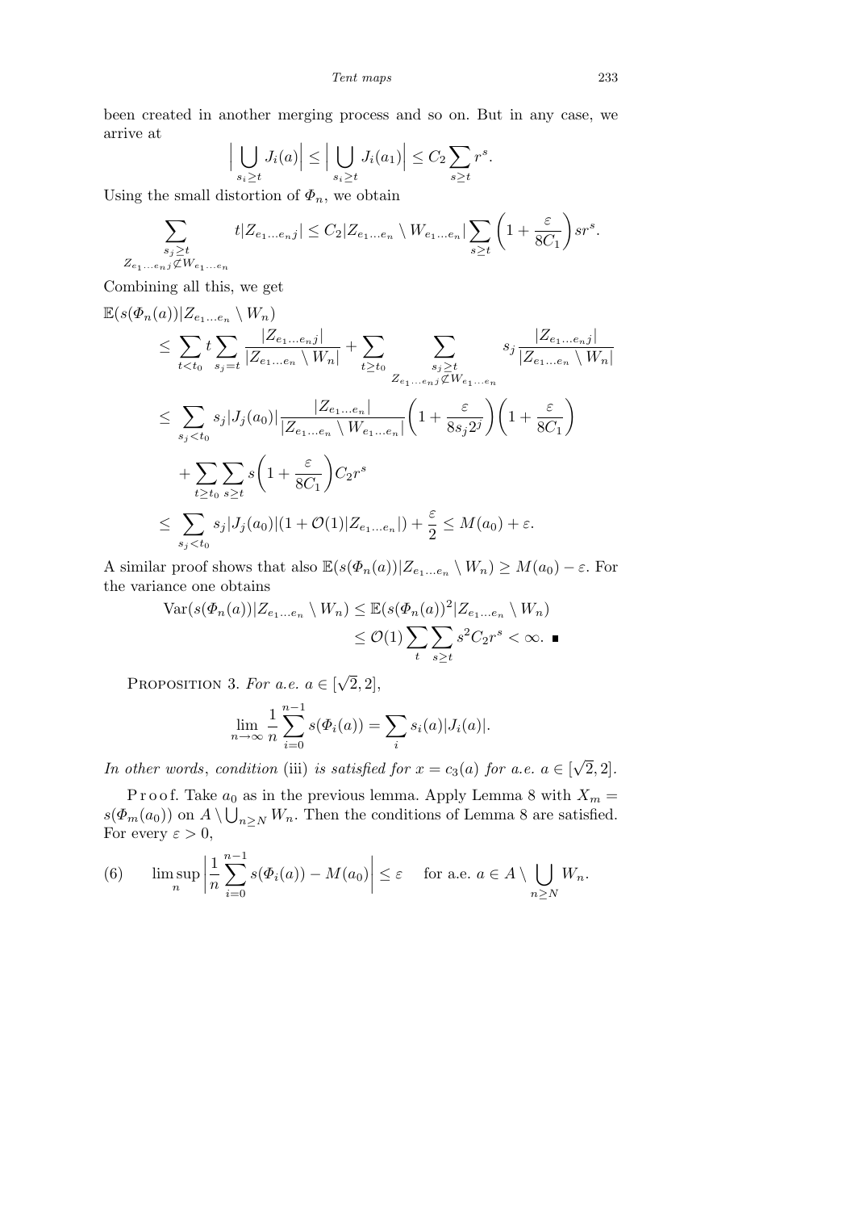been created in another merging process and so on. But in any case, we arrive at

$$\Big|\bigcup_{s_i\ge t} J_i(a)\Big| \le \Big|\bigcup_{s_i\ge t} J_i(a_1)\Big| \le C_2\sum_{s\ge t} r^s.$$

Using the small distortion of $\Phi_n$, we obtain

$$\sum_{\substack{s_j\ge t\\ Z_{e_1\ldots e_n j}\not\subset W_{e_1\ldots e_n}}} t|Z_{e_1\ldots e_n j}| \le C_2|Z_{e_1\ldots e_n}\setminus W_{e_1\ldots e_n}|\sum_{s\ge t}\Big(1+\frac{\varepsilon}{8C_1}\Big)sr^s.$$

Combining all this, we get

$$\begin{aligned}
&\mathbb{E}(s(\Phi_n(a))|Z_{e_1\ldots e_n}\setminus W_n)\\
&\quad\le \sum_{t<t_0} t\sum_{s_j=t}\frac{|Z_{e_1\ldots e_n j}|}{|Z_{e_1\ldots e_n}\setminus W_n|} + \sum_{t\ge t_0}\sum_{\substack{s_j\ge t\\ Z_{e_1\ldots e_n j}\not\subset W_{e_1\ldots e_n}}} s_j\frac{|Z_{e_1\ldots e_n j}|}{|Z_{e_1\ldots e_n}\setminus W_n|}\\
&\quad\le \sum_{s_j<t_0} s_j|J_j(a_0)|\frac{|Z_{e_1\ldots e_n}|}{|Z_{e_1\ldots e_n}\setminus W_{e_1\ldots e_n}|}\Big(1+\frac{\varepsilon}{8s_j2^j}\Big)\Big(1+\frac{\varepsilon}{8C_1}\Big)\\
&\qquad + \sum_{t\ge t_0}\sum_{s\ge t} s\Big(1+\frac{\varepsilon}{8C_1}\Big)C_2r^s\\
&\quad\le \sum_{s_j<t_0} s_j|J_j(a_0)|(1+\mathcal{O}(1)|Z_{e_1\ldots e_n}|) + \frac{\varepsilon}{2} \le M(a_0)+\varepsilon.
\end{aligned}$$

A similar proof shows that also $\mathbb{E}(s(\Phi_n(a))|Z_{e_1\ldots e_n}\setminus W_n)\ge M(a_0)-\varepsilon$. For the variance one obtains

$$\begin{aligned}
\operatorname{Var}(s(\Phi_n(a))|Z_{e_1\ldots e_n}\setminus W_n) &\le \mathbb{E}(s(\Phi_n(a))^2|Z_{e_1\ldots e_n}\setminus W_n)\\
&\le \mathcal{O}(1)\sum_t\sum_{s\ge t} s^2C_2r^s<\infty. \ \blacksquare
\end{aligned}$$

Proposition 3. *For a.e.* $a\in[\sqrt{2},2]$,

$$\lim_{n\to\infty}\frac{1}{n}\sum_{i=0}^{n-1}s(\Phi_i(a)) = \sum_i s_i(a)|J_i(a)|.$$

*In other words, condition* (iii) *is satisfied for* $x=c_3(a)$ *for a.e.* $a\in[\sqrt{2},2]$.

Proof. Take $a_0$ as in the previous lemma. Apply Lemma 8 with $X_m = s(\Phi_m(a_0))$ on $A\setminus\bigcup_{n\ge N}W_n$. Then the conditions of Lemma 8 are satisfied. For every $\varepsilon>0$,

$$\limsup_n\Big|\frac{1}{n}\sum_{i=0}^{n-1}s(\Phi_i(a)) - M(a_0)\Big|\le\varepsilon \quad \text{for a.e. } a\in A\setminus\bigcup_{n\ge N}W_n. \tag{6}$$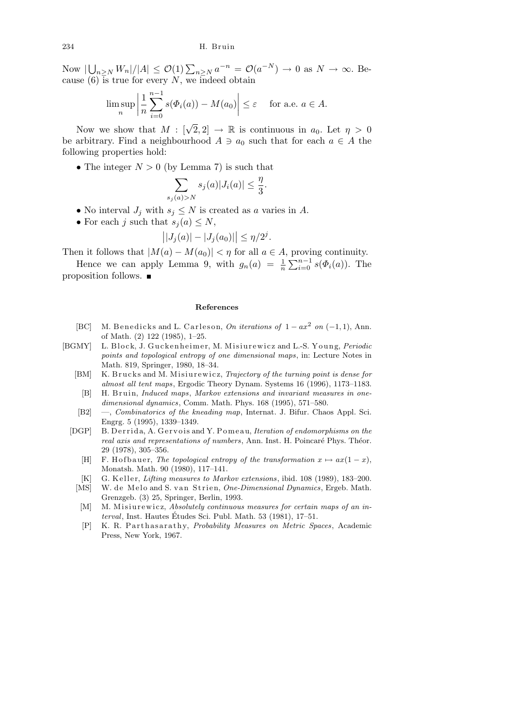Now $|\bigcup_{n \geq N} W_n|/|A| \leq \mathcal{O}(1) \sum_{n \geq N} a^{-n} = \mathcal{O}(a^{-N}) \to 0$ as $N \to \infty$. Because (6) is true for every $N$, we indeed obtain

$$\limsup_n \left| \frac{1}{n} \sum_{i=0}^{n-1} s(\Phi_i(a)) - M(a_0) \right| \leq \varepsilon \quad \text{for a.e. } a \in A.$$

Now we show that $M : [\sqrt{2}, 2] \to \mathbb{R}$ is continuous in $a_0$. Let $\eta > 0$ be arbitrary. Find a neighbourhood $A \ni a_0$ such that for each $a \in A$ the following properties hold:

- The integer $N > 0$ (by Lemma 7) is such that

$$\sum_{s_j(a) > N} s_j(a) |J_i(a)| \leq \frac{\eta}{3}.$$

- No interval $J_j$ with $s_j \leq N$ is created as $a$ varies in $A$.
- For each $j$ such that $s_j(a) \leq N$,

$$\big| |J_j(a)| - |J_j(a_0)| \big| \leq \eta / 2^j.$$

Then it follows that $|M(a) - M(a_0)| < \eta$ for all $a \in A$, proving continuity.

Hence we can apply Lemma 9, with $g_n(a) = \frac{1}{n} \sum_{i=0}^{n-1} s(\Phi_i(a))$. The proposition follows. ∎

## References

[BC] M. Benedicks and L. Carleson, *On iterations of* $1 - ax^2$ *on* $(-1, 1)$, Ann. of Math. (2) 122 (1985), 1–25.

[BGMY] L. Block, J. Guckenheimer, M. Misiurewicz and L.-S. Young, *Periodic points and topological entropy of one dimensional maps*, in: Lecture Notes in Math. 819, Springer, 1980, 18–34.

[BM] K. Brucks and M. Misiurewicz, *Trajectory of the turning point is dense for almost all tent maps*, Ergodic Theory Dynam. Systems 16 (1996), 1173–1183.

[B] H. Bruin, *Induced maps, Markov extensions and invariant measures in one-dimensional dynamics*, Comm. Math. Phys. 168 (1995), 571–580.

[B2] —, *Combinatorics of the kneading map*, Internat. J. Bifur. Chaos Appl. Sci. Engrg. 5 (1995), 1339–1349.

[DGP] B. Derrida, A. Gervois and Y. Pomeau, *Iteration of endomorphisms on the real axis and representations of numbers*, Ann. Inst. H. Poincaré Phys. Théor. 29 (1978), 305–356.

[H] F. Hofbauer, *The topological entropy of the transformation* $x \mapsto ax(1 - x)$, Monatsh. Math. 90 (1980), 117–141.

[K] G. Keller, *Lifting measures to Markov extensions*, ibid. 108 (1989), 183–200.

[MS] W. de Melo and S. van Strien, *One-Dimensional Dynamics*, Ergeb. Math. Grenzgeb. (3) 25, Springer, Berlin, 1993.

[M] M. Misiurewicz, *Absolutely continuous measures for certain maps of an interval*, Inst. Hautes Études Sci. Publ. Math. 53 (1981), 17–51.

[P] K. R. Parthasarathy, *Probability Measures on Metric Spaces*, Academic Press, New York, 1967.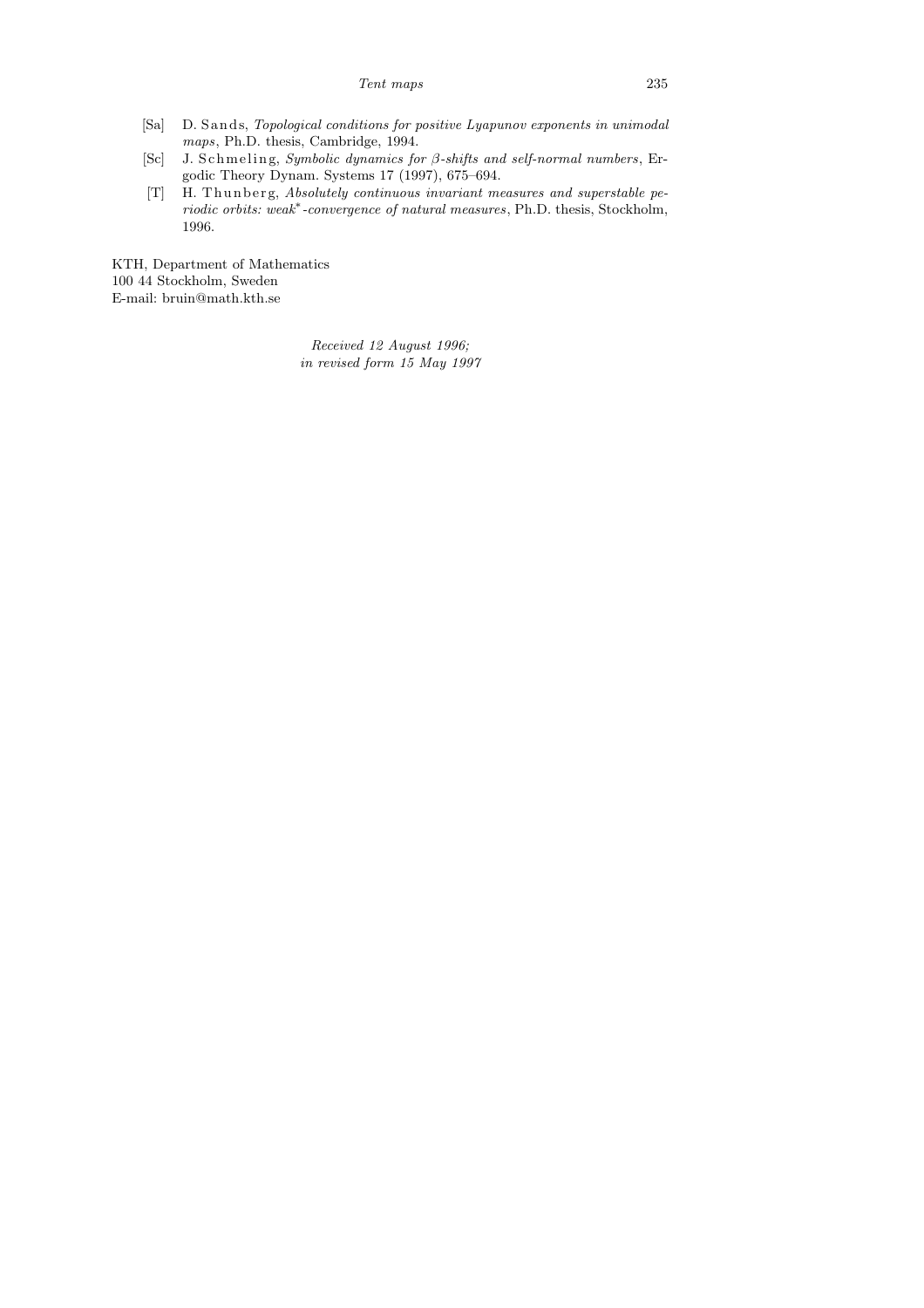[Sa] D. Sands, *Topological conditions for positive Lyapunov exponents in unimodal maps*, Ph.D. thesis, Cambridge, 1994.

[Sc] J. Schmeling, *Symbolic dynamics for $\beta$-shifts and self-normal numbers*, Ergodic Theory Dynam. Systems 17 (1997), 675–694.

[T] H. Thunberg, *Absolutely continuous invariant measures and superstable periodic orbits: weak$^*$-convergence of natural measures*, Ph.D. thesis, Stockholm, 1996.

KTH, Department of Mathematics
100 44 Stockholm, Sweden
E-mail: bruin@math.kth.se

*Received 12 August 1996;*
*in revised form 15 May 1997*